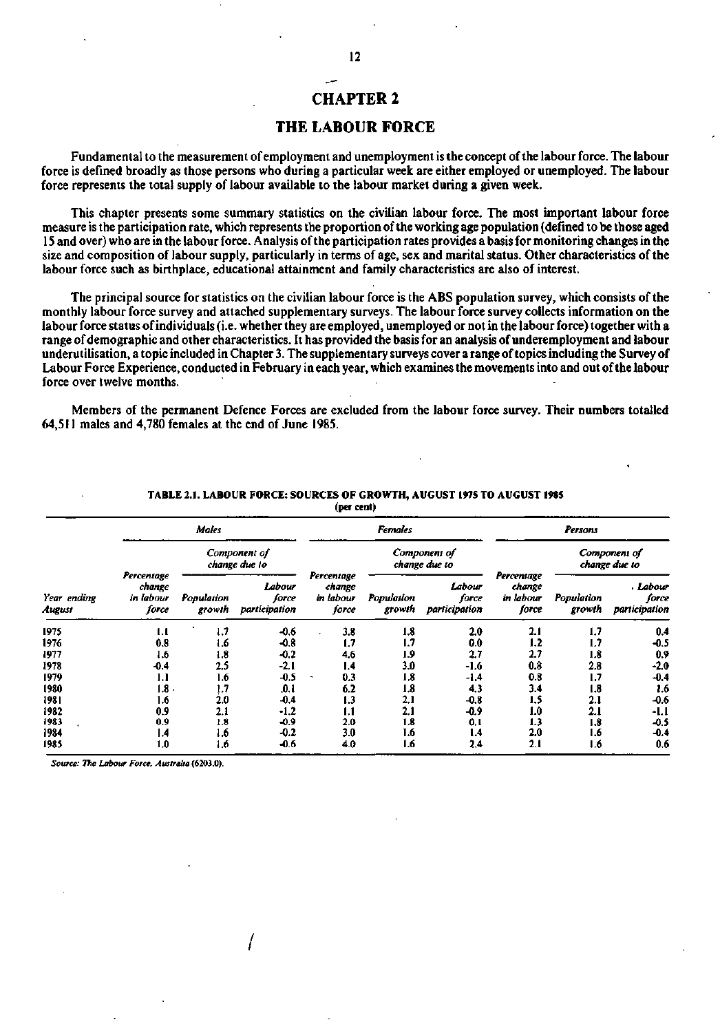# CHAPTER 2

## THE LABOUR FORCE

Fundamental to the measurement of employment and unemployment is the concept of the labour force. The labour force is defined broadly as those persons who during a particular week are either employed or unemployed. The labour force represents the total supply of labour available to the labour market during a given week.

This chapter presents some summary statistics on the civilian labour force. The most important labour force measure is the participation rate, which represents the proportion of the working age population (defined to be those aged 15 and over) who are in the labour force. Analysis of the participation rates provides a basis for monitoring changes in the size and composition of labour supply, particularly in terms of age, sex and marital status. Other characteristics of the labour force such as birthplace, educational attainment and family characteristics are also of interest.

The principal source for statistics on the civilian labour force is the ABS population survey, which consists of the monthly labour force survey and attached supplementary surveys. The labour force survey collects information on the labour force status of individuals (i.e. whether they are employed, unemployed or not in the labour force) together with a range of demographic and other characteristics. It has provided the basis for an analysis of underemployment and labour underutilisation, a topic included in Chapter 3. The supplementary surveys cover a range of topics including the Survey of Labour Force Experience, conducted in February in each year, which examines the movements into and out of the labour force over twelve months.

Members of the permanent Defence Forces are excluded from the labour force survey. Their numbers totalled 64,511 males and 4,780 females at the end of June 1985.

**TABLE 2.1. LABOUR FORCE: SOURCES OF GROWTH, AUGUST 1975 TO AUGUST 1985**
(per cent)

| | Males | | | Females | | | Persons | | |
|---|---|---|---|---|---|---|---|---|---|
| | | Component of change due to | | | Component of change due to | | | Component of change due to | |
| Year ending August | Percentage change in labour force | Population growth | Labour force participation | Percentage change in labour force | Population growth | Labour force participation | Percentage change in labour force | Population growth | Labour force participation |
| 1975 | 1.1 | 1.7 | -0.6 | 3.8 | 1.8 | 2.0 | 2.1 | 1.7 | 0.4 |
| 1976 | 0.8 | 1.6 | -0.8 | 1.7 | 1.7 | 0.0 | 1.2 | 1.7 | -0.5 |
| 1977 | 1.6 | 1.8 | -0.2 | 4.6 | 1.9 | 2.7 | 2.7 | 1.8 | 0.9 |
| 1978 | -0.4 | 2.5 | -2.1 | 1.4 | 3.0 | -1.6 | 0.8 | 2.8 | -2.0 |
| 1979 | 1.1 | 1.6 | -0.5 | 0.3 | 1.8 | -1.4 | 0.8 | 1.7 | -0.4 |
| 1980 | 1.8 | 1.7 | 0.1 | 6.2 | 1.8 | 4.3 | 3.4 | 1.8 | 1.6 |
| 1981 | 1.6 | 2.0 | -0.4 | 1.3 | 2.1 | -0.8 | 1.5 | 2.1 | -0.6 |
| 1982 | 0.9 | 2.1 | -1.2 | 1.1 | 2.1 | -0.9 | 1.0 | 2.1 | -1.1 |
| 1983 | 0.9 | 1.8 | -0.9 | 2.0 | 1.8 | 0.1 | 1.3 | 1.8 | -0.5 |
| 1984 | 1.4 | 1.6 | -0.2 | 3.0 | 1.6 | 1.4 | 2.0 | 1.6 | -0.4 |
| 1985 | 1.0 | 1.6 | -0.6 | 4.0 | 1.6 | 2.4 | 2.1 | 1.6 | 0.6 |

*Source: The Labour Force, Australia* (6203.0).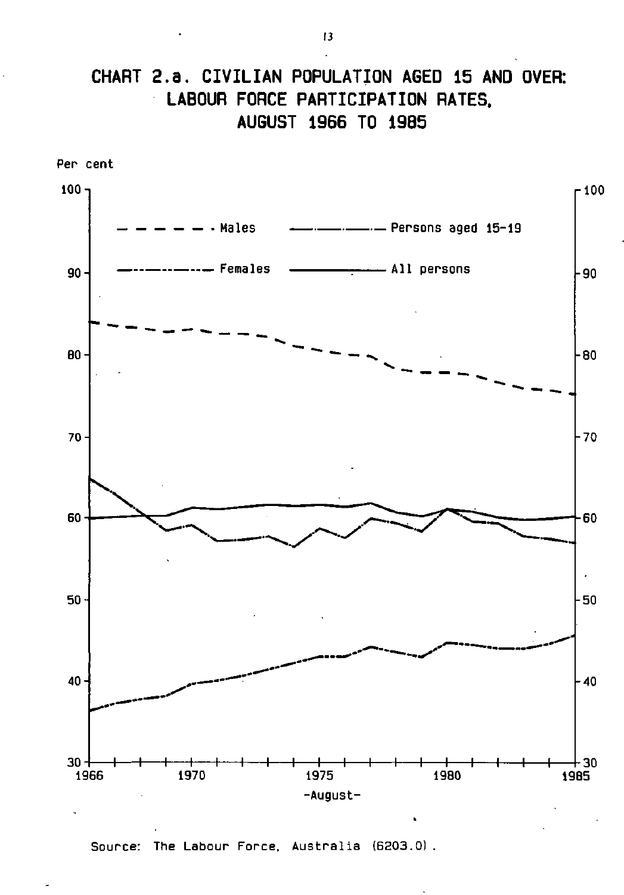# CHART 2.a. CIVILIAN POPULATION AGED 15 AND OVER: LABOUR FORCE PARTICIPATION RATES, AUGUST 1966 TO 1985

Per cent

Males — Persons aged 15-19 — Females — All persons

-August-

Source: The Labour Force, Australia (6203.0).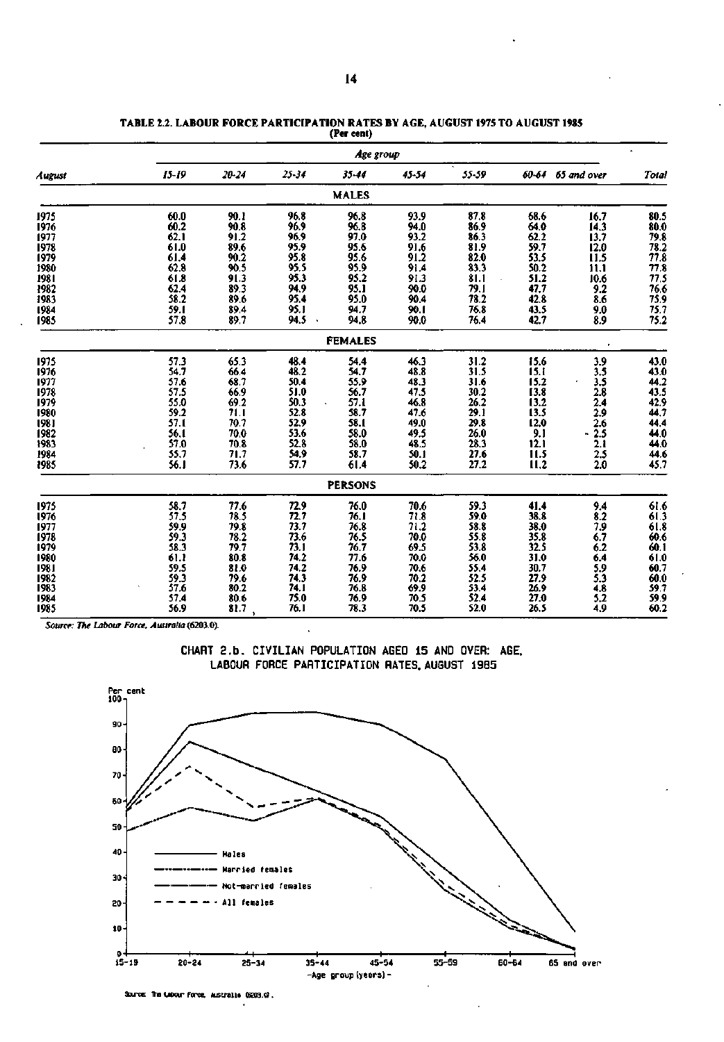**TABLE 2.2. LABOUR FORCE PARTICIPATION RATES BY AGE, AUGUST 1975 TO AUGUST 1985**
**(Per cent)**

| August | 15-19 | 20-24 | 25-34 | 35-44 | 45-54 | 55-59 | 60-64 | 65 and over | Total |
|---|---|---|---|---|---|---|---|---|---|
| | | | | **MALES** | | | | | |
| 1975 | 60.0 | 90.1 | 96.8 | 96.8 | 93.9 | 87.8 | 68.6 | 16.7 | 80.5 |
| 1976 | 60.2 | 90.8 | 96.9 | 96.8 | 94.0 | 86.9 | 64.0 | 14.3 | 80.0 |
| 1977 | 62.1 | 91.2 | 96.9 | 97.0 | 93.2 | 86.3 | 62.2 | 13.7 | 79.8 |
| 1978 | 61.0 | 89.6 | 95.9 | 95.6 | 91.6 | 81.9 | 59.7 | 12.0 | 78.2 |
| 1979 | 61.4 | 90.2 | 95.8 | 95.6 | 91.2 | 82.0 | 53.5 | 11.5 | 77.8 |
| 1980 | 62.8 | 90.5 | 95.5 | 95.9 | 91.4 | 83.3 | 50.2 | 11.1 | 77.8 |
| 1981 | 61.8 | 91.3 | 95.3 | 95.2 | 91.3 | 81.1 | 51.2 | 10.6 | 77.5 |
| 1982 | 62.4 | 89.3 | 94.9 | 95.1 | 90.0 | 79.1 | 47.7 | 9.2 | 76.6 |
| 1983 | 58.2 | 89.6 | 95.4 | 95.0 | 90.4 | 78.2 | 42.8 | 8.6 | 75.9 |
| 1984 | 59.1 | 89.4 | 95.1 | 94.7 | 90.1 | 76.8 | 43.5 | 9.0 | 75.7 |
| 1985 | 57.8 | 89.7 | 94.5 | 94.8 | 90.0 | 76.4 | 42.7 | 8.9 | 75.2 |
| | | | | **FEMALES** | | | | | |
| 1975 | 57.3 | 65.3 | 48.4 | 54.4 | 46.3 | 31.2 | 15.6 | 3.9 | 43.0 |
| 1976 | 54.7 | 66.4 | 48.2 | 54.7 | 48.8 | 31.5 | 15.1 | 3.5 | 43.0 |
| 1977 | 57.6 | 68.7 | 50.4 | 55.9 | 48.3 | 31.6 | 15.2 | 3.5 | 44.2 |
| 1978 | 57.5 | 66.9 | 51.0 | 56.7 | 47.5 | 30.2 | 13.8 | 2.8 | 43.5 |
| 1979 | 55.0 | 69.2 | 50.3 | 57.1 | 46.8 | 26.2 | 13.2 | 2.4 | 42.9 |
| 1980 | 59.2 | 71.1 | 52.8 | 58.7 | 47.6 | 29.1 | 13.5 | 2.9 | 44.7 |
| 1981 | 57.1 | 70.7 | 52.9 | 58.1 | 49.0 | 29.8 | 12.0 | 2.6 | 44.4 |
| 1982 | 56.1 | 70.0 | 53.6 | 58.0 | 49.5 | 26.0 | 9.1 | 2.5 | 44.0 |
| 1983 | 57.0 | 70.8 | 52.8 | 58.0 | 48.5 | 28.3 | 12.1 | 2.1 | 44.0 |
| 1984 | 55.7 | 71.7 | 54.9 | 58.7 | 50.1 | 27.6 | 11.5 | 2.5 | 44.6 |
| 1985 | 56.1 | 73.6 | 57.7 | 61.4 | 50.2 | 27.2 | 11.2 | 2.0 | 45.7 |
| | | | | **PERSONS** | | | | | |
| 1975 | 58.7 | 77.6 | 72.9 | 76.0 | 70.6 | 59.3 | 41.4 | 9.4 | 61.6 |
| 1976 | 57.5 | 78.5 | 72.7 | 76.1 | 71.8 | 59.0 | 38.8 | 8.2 | 61.3 |
| 1977 | 59.9 | 79.8 | 73.7 | 76.8 | 71.2 | 58.8 | 38.0 | 7.9 | 61.8 |
| 1978 | 59.3 | 78.2 | 73.6 | 76.5 | 70.0 | 55.8 | 35.8 | 6.7 | 60.6 |
| 1979 | 58.3 | 79.7 | 73.1 | 76.7 | 69.5 | 53.8 | 32.5 | 6.2 | 60.1 |
| 1980 | 61.1 | 80.8 | 74.2 | 77.6 | 70.0 | 56.0 | 31.0 | 6.4 | 61.0 |
| 1981 | 59.5 | 81.0 | 74.2 | 76.9 | 70.6 | 55.4 | 30.7 | 5.9 | 60.7 |
| 1982 | 59.3 | 79.6 | 74.3 | 76.9 | 70.2 | 52.5 | 27.9 | 5.3 | 60.0 |
| 1983 | 57.6 | 80.2 | 74.1 | 76.8 | 69.9 | 53.4 | 26.9 | 4.8 | 59.7 |
| 1984 | 57.4 | 80.6 | 75.0 | 76.9 | 70.5 | 52.4 | 27.0 | 5.2 | 59.9 |
| 1985 | 56.9 | 81.7 | 76.1 | 78.3 | 70.5 | 52.0 | 26.5 | 4.9 | 60.2 |

*Source: The Labour Force, Australia* (6203.0).

CHART 2.b. CIVILIAN POPULATION AGED 15 AND OVER: AGE, LABOUR FORCE PARTICIPATION RATES, AUGUST 1985

Source: The Labour Force, Australia (6203.0).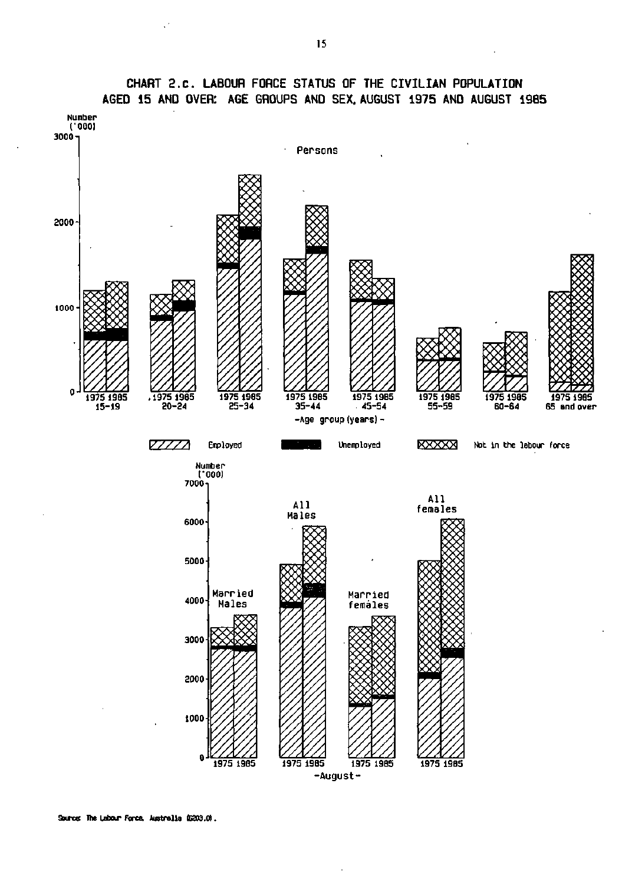# CHART 2.c. LABOUR FORCE STATUS OF THE CIVILIAN POPULATION AGED 15 AND OVER: AGE GROUPS AND SEX, AUGUST 1975 AND AUGUST 1985

Number ('000)

Persons

1975 1985 15-19 | 1975 1985 20-24 | 1975 1985 25-34 | 1975 1985 35-44 | 1975 1985 45-54 | 1975 1985 55-59 | 1975 1985 60-64 | 1975 1985 65 and over

-Age group (years)-

Employed | Unemployed | Not in the labour force

Number ('000)

Married Males | All Males | Married females | All females

1975 1985 | 1975 1985 | 1975 1985 | 1975 1985

-August-

Source: The Labour Force, Australia (6203.0).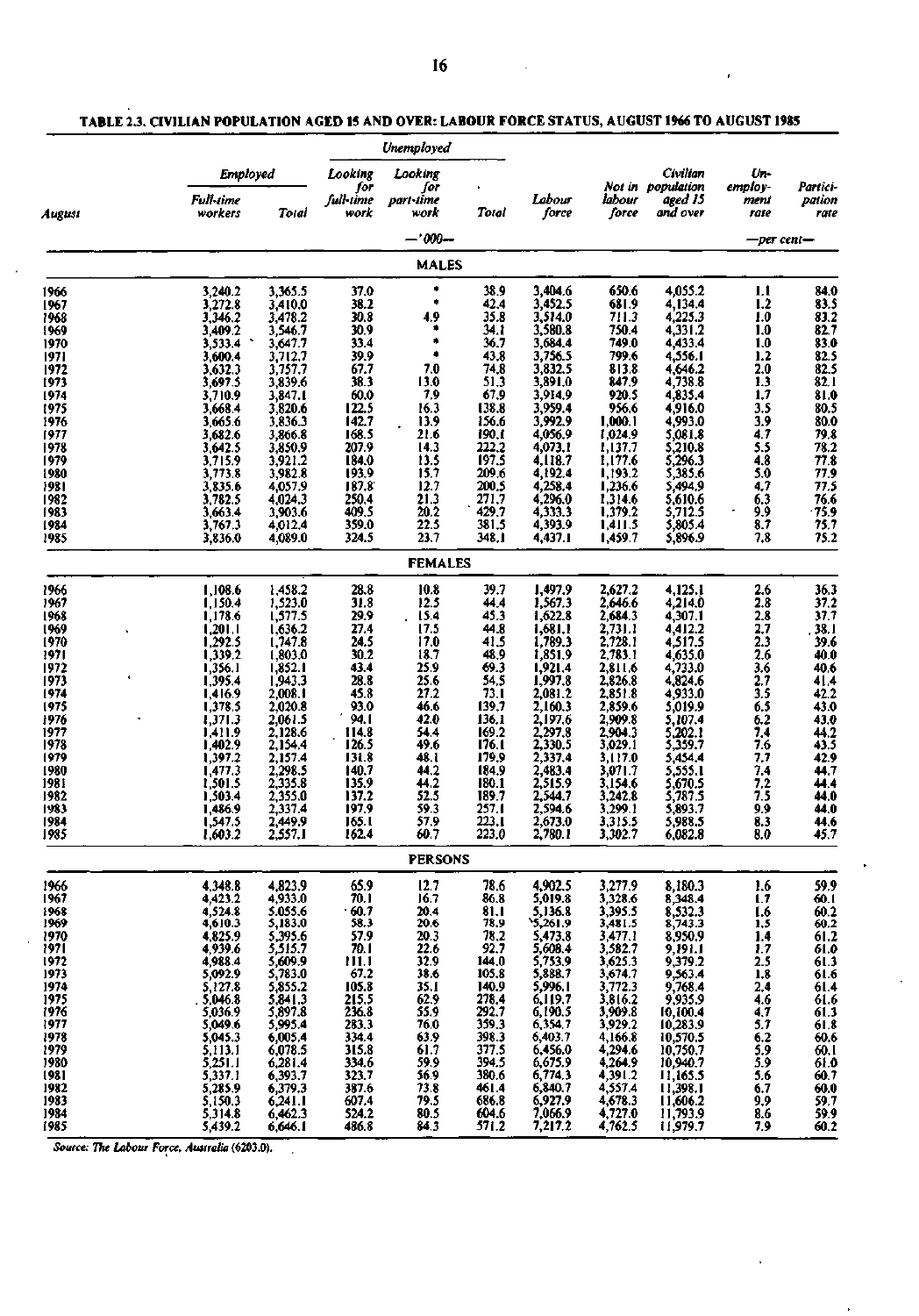**TABLE 2.3. CIVILIAN POPULATION AGED 15 AND OVER: LABOUR FORCE STATUS, AUGUST 1966 TO AUGUST 1985**

| August | Employed | | Unemployed | | | Labour force | Not in labour force | Civilian population aged 15 and over | Unemployment rate | Participation rate |
|---|---|---|---|---|---|---|---|---|---|---|
| | Full-time workers | Total | Looking for full-time work | Looking for part-time work | Total | | | | | |
| | —'000— | | | | | | | | —per cent— | |
| **MALES** | | | | | | | | | | |
| 1966 | 3,240.2 | 3,365.5 | 37.0 | * | 38.9 | 3,404.6 | 650.6 | 4,055.2 | 1.1 | 84.0 |
| 1967 | 3,272.8 | 3,410.0 | 38.2 | * | 42.4 | 3,452.5 | 681.9 | 4,134.4 | 1.2 | 83.5 |
| 1968 | 3,346.2 | 3,478.2 | 30.8 | 4.9 | 35.8 | 3,514.0 | 711.3 | 4,225.3 | 1.0 | 83.2 |
| 1969 | 3,409.2 | 3,546.7 | 30.9 | * | 34.1 | 3,580.8 | 750.4 | 4,331.2 | 1.0 | 82.7 |
| 1970 | 3,533.4 | 3,647.7 | 33.4 | * | 36.7 | 3,684.4 | 749.0 | 4,433.4 | 1.0 | 83.0 |
| 1971 | 3,600.4 | 3,712.7 | 39.9 | * | 43.8 | 3,756.5 | 799.6 | 4,556.1 | 1.2 | 82.5 |
| 1972 | 3,632.3 | 3,757.7 | 67.7 | 7.0 | 74.8 | 3,832.5 | 813.8 | 4,646.2 | 2.0 | 82.5 |
| 1973 | 3,697.5 | 3,839.6 | 38.3 | 13.0 | 51.3 | 3,891.0 | 847.9 | 4,738.8 | 1.3 | 82.1 |
| 1974 | 3,710.9 | 3,847.1 | 60.0 | 7.9 | 67.9 | 3,914.9 | 920.5 | 4,835.4 | 1.7 | 81.0 |
| 1975 | 3,668.4 | 3,820.6 | 122.5 | 16.3 | 138.8 | 3,959.4 | 956.6 | 4,916.0 | 3.5 | 80.5 |
| 1976 | 3,665.6 | 3,836.3 | 142.7 | 13.9 | 156.6 | 3,992.9 | 1,000.1 | 4,993.0 | 3.9 | 80.0 |
| 1977 | 3,682.6 | 3,866.8 | 168.5 | 21.6 | 190.1 | 4,056.9 | 1,024.9 | 5,081.8 | 4.7 | 79.8 |
| 1978 | 3,642.5 | 3,850.9 | 207.9 | 14.3 | 222.2 | 4,073.1 | 1,137.7 | 5,210.8 | 5.5 | 78.2 |
| 1979 | 3,715.9 | 3,921.2 | 184.0 | 13.5 | 197.5 | 4,118.7 | 1,177.6 | 5,296.3 | 4.8 | 77.8 |
| 1980 | 3,773.8 | 3,982.8 | 193.9 | 15.7 | 209.6 | 4,192.4 | 1,193.2 | 5,385.6 | 5.0 | 77.9 |
| 1981 | 3,835.6 | 4,057.9 | 187.8 | 12.7 | 200.5 | 4,258.4 | 1,236.6 | 5,494.9 | 4.7 | 77.5 |
| 1982 | 3,782.5 | 4,024.3 | 250.4 | 21.3 | 271.7 | 4,296.0 | 1,314.6 | 5,610.6 | 6.3 | 76.6 |
| 1983 | 3,663.4 | 3,903.6 | 409.5 | 20.2 | 429.7 | 4,333.3 | 1,379.2 | 5,712.5 | 9.9 | 75.9 |
| 1984 | 3,767.3 | 4,012.4 | 359.0 | 22.5 | 381.5 | 4,393.9 | 1,411.5 | 5,805.4 | 8.7 | 75.7 |
| 1985 | 3,836.0 | 4,089.0 | 324.5 | 23.7 | 348.1 | 4,437.1 | 1,459.7 | 5,896.9 | 7.8 | 75.2 |
| **FEMALES** | | | | | | | | | | |
| 1966 | 1,108.6 | 1,458.2 | 28.8 | 10.8 | 39.7 | 1,497.9 | 2,627.2 | 4,125.1 | 2.6 | 36.3 |
| 1967 | 1,150.4 | 1,523.0 | 31.8 | 12.5 | 44.4 | 1,567.3 | 2,646.6 | 4,214.0 | 2.8 | 37.2 |
| 1968 | 1,178.6 | 1,577.5 | 29.9 | 15.4 | 45.3 | 1,622.8 | 2,684.3 | 4,307.1 | 2.8 | 37.7 |
| 1969 | 1,201.1 | 1,636.2 | 27.4 | 17.5 | 44.8 | 1,681.1 | 2,731.1 | 4,412.2 | 2.7 | 38.1 |
| 1970 | 1,292.5 | 1,747.8 | 24.5 | 17.0 | 41.5 | 1,789.3 | 2,728.1 | 4,517.5 | 2.3 | 39.6 |
| 1971 | 1,339.2 | 1,803.0 | 30.2 | 18.7 | 48.9 | 1,851.9 | 2,783.1 | 4,635.0 | 2.6 | 40.0 |
| 1972 | 1,356.1 | 1,852.1 | 43.4 | 25.9 | 69.3 | 1,921.4 | 2,811.6 | 4,733.0 | 3.6 | 40.6 |
| 1973 | 1,395.4 | 1,943.3 | 28.8 | 25.6 | 54.5 | 1,997.8 | 2,826.8 | 4,824.6 | 2.7 | 41.4 |
| 1974 | 1,416.9 | 2,008.1 | 45.8 | 27.2 | 73.1 | 2,081.2 | 2,851.8 | 4,933.0 | 3.5 | 42.2 |
| 1975 | 1,378.5 | 2,020.8 | 93.0 | 46.6 | 139.7 | 2,160.3 | 2,859.6 | 5,019.9 | 6.5 | 43.0 |
| 1976 | 1,371.3 | 2,061.5 | 94.1 | 42.0 | 136.1 | 2,197.6 | 2,909.8 | 5,107.4 | 6.2 | 43.0 |
| 1977 | 1,411.9 | 2,128.6 | 114.8 | 54.4 | 169.2 | 2,297.8 | 2,904.3 | 5,202.1 | 7.4 | 44.2 |
| 1978 | 1,402.9 | 2,154.4 | 126.5 | 49.6 | 176.1 | 2,330.5 | 3,029.1 | 5,359.7 | 7.6 | 43.5 |
| 1979 | 1,397.2 | 2,157.4 | 131.8 | 48.1 | 179.9 | 2,337.4 | 3,117.0 | 5,454.4 | 7.7 | 42.9 |
| 1980 | 1,477.3 | 2,298.5 | 140.7 | 44.2 | 184.9 | 2,483.4 | 3,071.7 | 5,555.1 | 7.4 | 44.7 |
| 1981 | 1,501.5 | 2,335.8 | 135.9 | 44.2 | 180.1 | 2,515.9 | 3,154.6 | 5,670.5 | 7.2 | 44.4 |
| 1982 | 1,503.4 | 2,355.0 | 137.2 | 52.5 | 189.7 | 2,544.7 | 3,242.8 | 5,787.5 | 7.5 | 44.0 |
| 1983 | 1,486.9 | 2,337.4 | 197.9 | 59.3 | 257.1 | 2,594.6 | 3,299.1 | 5,893.7 | 9.9 | 44.0 |
| 1984 | 1,547.5 | 2,449.9 | 165.1 | 57.9 | 223.1 | 2,673.0 | 3,315.5 | 5,988.5 | 8.3 | 44.6 |
| 1985 | 1,603.2 | 2,557.1 | 162.4 | 60.7 | 223.0 | 2,780.1 | 3,302.7 | 6,082.8 | 8.0 | 45.7 |
| **PERSONS** | | | | | | | | | | |
| 1966 | 4,348.8 | 4,823.9 | 65.9 | 12.7 | 78.6 | 4,902.5 | 3,277.9 | 8,180.3 | 1.6 | 59.9 |
| 1967 | 4,423.2 | 4,933.0 | 70.1 | 16.7 | 86.8 | 5,019.8 | 3,328.6 | 8,348.4 | 1.7 | 60.1 |
| 1968 | 4,524.8 | 5,055.6 | 60.7 | 20.4 | 81.1 | 5,136.8 | 3,395.5 | 8,532.3 | 1.6 | 60.2 |
| 1969 | 4,610.3 | 5,183.0 | 58.3 | 20.6 | 78.9 | 5,261.9 | 3,481.5 | 8,743.3 | 1.5 | 60.2 |
| 1970 | 4,825.9 | 5,395.6 | 57.9 | 20.3 | 78.2 | 5,473.8 | 3,477.1 | 8,950.9 | 1.4 | 61.2 |
| 1971 | 4,939.6 | 5,515.7 | 70.1 | 22.6 | 92.7 | 5,608.4 | 3,582.7 | 9,191.1 | 1.7 | 61.0 |
| 1972 | 4,988.4 | 5,609.9 | 111.1 | 32.9 | 144.0 | 5,753.9 | 3,625.3 | 9,379.2 | 2.5 | 61.3 |
| 1973 | 5,092.9 | 5,783.0 | 67.2 | 38.6 | 105.8 | 5,888.7 | 3,674.7 | 9,563.4 | 1.8 | 61.6 |
| 1974 | 5,127.8 | 5,855.2 | 105.8 | 35.1 | 140.9 | 5,996.1 | 3,772.3 | 9,768.4 | 2.4 | 61.4 |
| 1975 | 5,046.8 | 5,841.3 | 215.5 | 62.9 | 278.4 | 6,119.7 | 3,816.2 | 9,935.9 | 4.6 | 61.6 |
| 1976 | 5,036.9 | 5,897.8 | 236.8 | 55.9 | 292.7 | 6,190.5 | 3,909.8 | 10,100.4 | 4.7 | 61.3 |
| 1977 | 5,049.6 | 5,995.4 | 283.3 | 76.0 | 359.3 | 6,354.7 | 3,929.2 | 10,283.9 | 5.7 | 61.8 |
| 1978 | 5,045.3 | 6,005.4 | 334.4 | 63.9 | 398.3 | 6,403.7 | 4,166.8 | 10,570.5 | 6.2 | 60.6 |
| 1979 | 5,113.1 | 6,078.5 | 315.8 | 61.7 | 377.5 | 6,456.0 | 4,294.6 | 10,750.7 | 5.9 | 60.1 |
| 1980 | 5,251.1 | 6,281.4 | 334.6 | 59.9 | 394.5 | 6,675.9 | 4,264.9 | 10,940.7 | 5.9 | 61.0 |
| 1981 | 5,337.1 | 6,393.7 | 323.7 | 56.9 | 380.6 | 6,774.3 | 4,391.2 | 11,165.5 | 5.6 | 60.7 |
| 1982 | 5,285.9 | 6,379.3 | 387.6 | 73.8 | 461.4 | 6,840.7 | 4,557.4 | 11,398.1 | 6.7 | 60.0 |
| 1983 | 5,150.3 | 6,241.1 | 607.4 | 79.5 | 686.8 | 6,927.9 | 4,678.3 | 11,606.2 | 9.9 | 59.7 |
| 1984 | 5,314.8 | 6,462.3 | 524.2 | 80.5 | 604.6 | 7,066.9 | 4,727.0 | 11,793.9 | 8.6 | 59.9 |
| 1985 | 5,439.2 | 6,646.1 | 486.8 | 84.3 | 571.2 | 7,217.2 | 4,762.5 | 11,979.7 | 7.9 | 60.2 |

*Source: The Labour Force, Australia (6203.0).*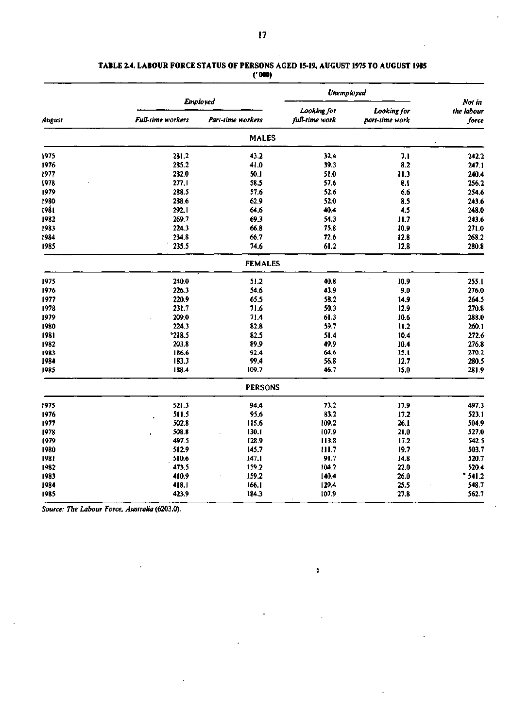**TABLE 2.4. LABOUR FORCE STATUS OF PERSONS AGED 15-19, AUGUST 1975 TO AUGUST 1985**

**('000)**

| August | Employed | | Unemployed | | Not in the labour force |
|---|---|---|---|---|---|
| | Full-time workers | Part-time workers | Looking for full-time work | Looking for part-time work | |
| **MALES** | | | | | |
| 1975 | 281.2 | 43.2 | 32.4 | 7.1 | 242.2 |
| 1976 | 285.2 | 41.0 | 39.3 | 8.2 | 247.1 |
| 1977 | 282.0 | 50.1 | 51.0 | 11.3 | 240.4 |
| 1978 | 277.1 | 58.5 | 57.6 | 8.1 | 256.2 |
| 1979 | 288.5 | 57.6 | 52.6 | 6.6 | 254.6 |
| 1980 | 288.6 | 62.9 | 52.0 | 8.5 | 243.6 |
| 1981 | 292.1 | 64.6 | 40.4 | 4.5 | 248.0 |
| 1982 | 269.7 | 69.3 | 54.3 | 11.7 | 243.6 |
| 1983 | 224.3 | 66.8 | 75.8 | 10.9 | 271.0 |
| 1984 | 234.8 | 66.7 | 72.6 | 12.8 | 268.2 |
| 1985 | 235.5 | 74.6 | 61.2 | 12.8 | 280.8 |
| **FEMALES** | | | | | |
| 1975 | 240.0 | 51.2 | 40.8 | 10.9 | 255.1 |
| 1976 | 226.3 | 54.6 | 43.9 | 9.0 | 276.0 |
| 1977 | 220.9 | 65.5 | 58.2 | 14.9 | 264.5 |
| 1978 | 231.7 | 71.6 | 50.3 | 12.9 | 270.8 |
| 1979 | 209.0 | 71.4 | 61.3 | 10.6 | 288.0 |
| 1980 | 224.3 | 82.8 | 59.7 | 11.2 | 260.1 |
| 1981 | 218.5 | 82.5 | 51.4 | 10.4 | 272.6 |
| 1982 | 203.8 | 89.9 | 49.9 | 10.4 | 276.8 |
| 1983 | 186.6 | 92.4 | 64.6 | 15.1 | 270.2 |
| 1984 | 183.3 | 99.4 | 56.8 | 12.7 | 280.5 |
| 1985 | 188.4 | 109.7 | 46.7 | 15.0 | 281.9 |
| **PERSONS** | | | | | |
| 1975 | 521.3 | 94.4 | 73.2 | 17.9 | 497.3 |
| 1976 | 511.5 | 95.6 | 83.2 | 17.2 | 523.1 |
| 1977 | 502.8 | 115.6 | 109.2 | 26.1 | 504.9 |
| 1978 | 508.8 | 130.1 | 107.9 | 21.0 | 527.0 |
| 1979 | 497.5 | 128.9 | 113.8 | 17.2 | 542.5 |
| 1980 | 512.9 | 145.7 | 111.7 | 19.7 | 503.7 |
| 1981 | 510.6 | 147.1 | 91.7 | 14.8 | 520.7 |
| 1982 | 473.5 | 159.2 | 104.2 | 22.0 | 520.4 |
| 1983 | 410.9 | 159.2 | 140.4 | 26.0 | 541.2 |
| 1984 | 418.1 | 166.1 | 129.4 | 25.5 | 548.7 |
| 1985 | 423.9 | 184.3 | 107.9 | 27.8 | 562.7 |

*Source: The Labour Force, Australia* (6203.0).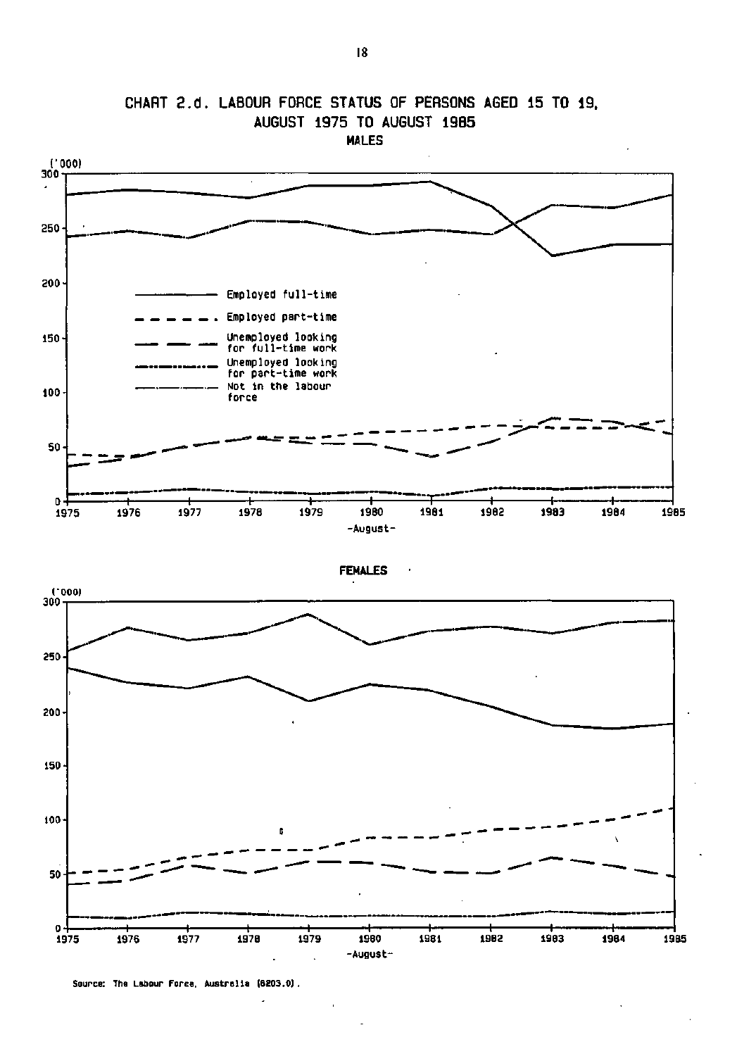# CHART 2.d. LABOUR FORCE STATUS OF PERSONS AGED 15 TO 19, AUGUST 1975 TO AUGUST 1985

## MALES

('000)

Employed full-time
Employed part-time
Unemployed looking for full-time work
Unemployed looking for part-time work
Not in the labour force

-August-

## FEMALES

('000)

-August-

Source: The Labour Force, Australia (6203.0).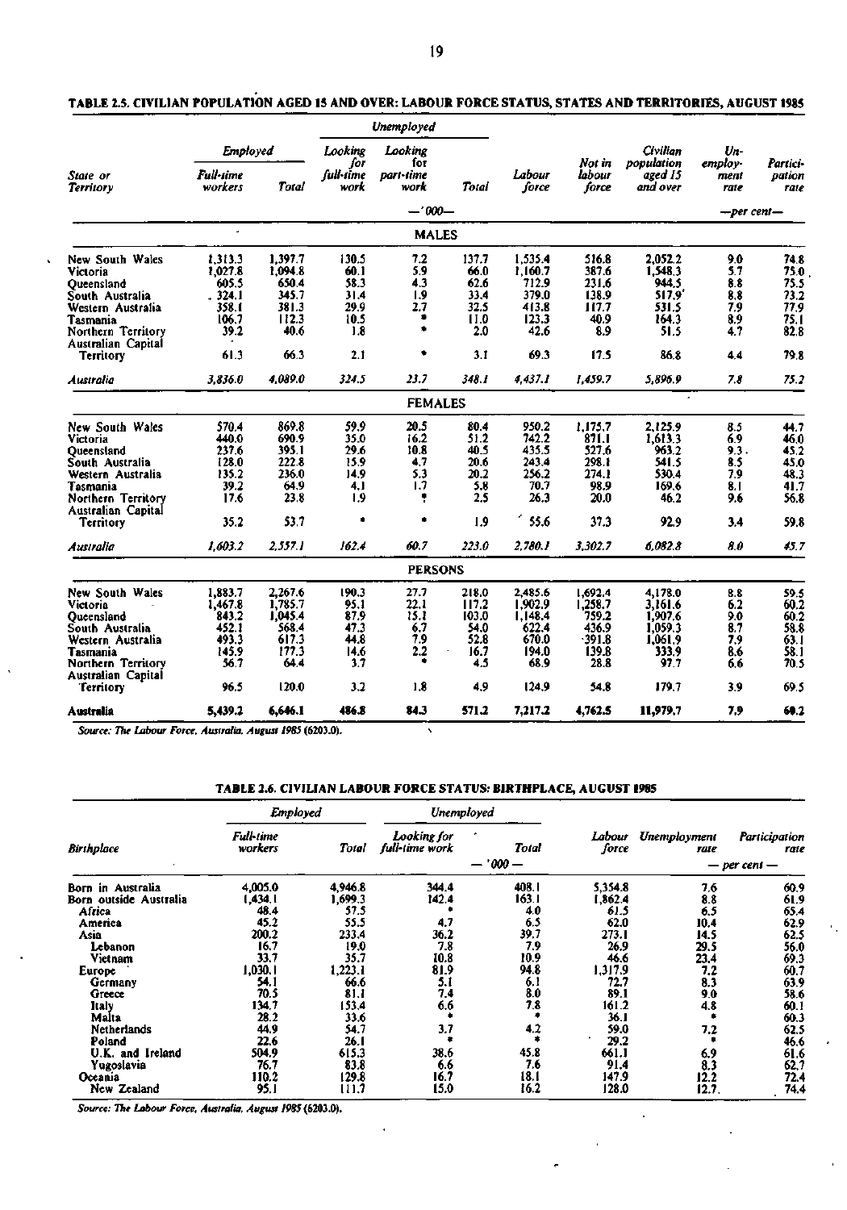**TABLE 2.5. CIVILIAN POPULATION AGED 15 AND OVER: LABOUR FORCE STATUS, STATES AND TERRITORIES, AUGUST 1985**

| State or Territory | Employed | | Unemployed | | | Labour force | Not in labour force | Civilian population aged 15 and over | Unemployment rate | Participation rate |
|---|---|---|---|---|---|---|---|---|---|---|
| | Full-time workers | Total | Looking for full-time work | Looking for part-time work | Total | | | | | |
| | —'000— | | | | | | | | —per cent— | |
| **MALES** | | | | | | | | | | |
| New South Wales | 1,313.3 | 1,397.7 | 130.5 | 7.2 | 137.7 | 1,535.4 | 516.8 | 2,052.2 | 9.0 | 74.8 |
| Victoria | 1,027.8 | 1,094.8 | 60.1 | 5.9 | 66.0 | 1,160.7 | 387.6 | 1,548.3 | 5.7 | 75.0 |
| Queensland | 605.5 | 650.4 | 58.3 | 4.3 | 62.6 | 712.9 | 231.6 | 944.5 | 8.8 | 75.5 |
| South Australia | 324.1 | 345.7 | 31.4 | 1.9 | 33.4 | 379.0 | 138.9 | 517.9 | 8.8 | 73.2 |
| Western Australia | 358.1 | 381.3 | 29.9 | 2.7 | 32.5 | 413.8 | 117.7 | 531.5 | 7.9 | 77.9 |
| Tasmania | 106.7 | 112.3 | 10.5 | * | 11.0 | 123.3 | 40.9 | 164.3 | 8.9 | 75.1 |
| Northern Territory | 39.2 | 40.6 | 1.8 | * | 2.0 | 42.6 | 8.9 | 51.5 | 4.7 | 82.8 |
| Australian Capital Territory | 61.3 | 66.3 | 2.1 | * | 3.1 | 69.3 | 17.5 | 86.8 | 4.4 | 79.8 |
| *Australia* | *3,836.0* | *4,089.0* | *324.5* | *23.7* | *348.1* | *4,437.1* | *1,459.7* | *5,896.9* | *7.8* | *75.2* |
| **FEMALES** | | | | | | | | | | |
| New South Wales | 570.4 | 869.8 | 59.9 | 20.5 | 80.4 | 950.2 | 1,175.7 | 2,125.9 | 8.5 | 44.7 |
| Victoria | 440.0 | 690.9 | 35.0 | 16.2 | 51.2 | 742.2 | 871.1 | 1,613.3 | 6.9 | 46.0 |
| Queensland | 237.6 | 395.1 | 29.6 | 10.8 | 40.5 | 435.5 | 527.6 | 963.2 | 9.3 | 45.2 |
| South Australia | 128.0 | 222.8 | 15.9 | 4.7 | 20.6 | 243.4 | 298.1 | 541.5 | 8.5 | 45.0 |
| Western Australia | 135.2 | 236.0 | 14.9 | 5.3 | 20.2 | 256.2 | 274.1 | 530.4 | 7.9 | 48.3 |
| Tasmania | 39.2 | 64.9 | 4.1 | 1.7 | 5.8 | 70.7 | 98.9 | 169.6 | 8.1 | 41.7 |
| Northern Territory | 17.6 | 23.8 | 1.9 | * | 2.5 | 26.3 | 20.0 | 46.2 | 9.6 | 56.8 |
| Australian Capital Territory | 35.2 | 53.7 | * | * | 1.9 | 55.6 | 37.3 | 92.9 | 3.4 | 59.8 |
| *Australia* | *1,603.2* | *2,557.1* | *162.4* | *60.7* | *223.0* | *2,780.1* | *3,302.7* | *6,082.8* | *8.0* | *45.7* |
| **PERSONS** | | | | | | | | | | |
| New South Wales | 1,883.7 | 2,267.6 | 190.3 | 27.7 | 218.0 | 2,485.6 | 1,692.4 | 4,178.0 | 8.8 | 59.5 |
| Victoria | 1,467.8 | 1,785.7 | 95.1 | 22.1 | 117.2 | 1,902.9 | 1,258.7 | 3,161.6 | 6.2 | 60.2 |
| Queensland | 843.2 | 1,045.4 | 87.9 | 15.1 | 103.0 | 1,148.4 | 759.2 | 1,907.6 | 9.0 | 60.2 |
| South Australia | 452.1 | 568.4 | 47.3 | 6.7 | 54.0 | 622.4 | 436.9 | 1,059.3 | 8.7 | 58.8 |
| Western Australia | 493.3 | 617.3 | 44.8 | 7.9 | 52.8 | 670.0 | 391.8 | 1,061.9 | 7.9 | 63.1 |
| Tasmania | 145.9 | 177.3 | 14.6 | 2.2 | 16.7 | 194.0 | 139.8 | 333.9 | 8.6 | 58.1 |
| Northern Territory | 56.7 | 64.4 | 3.7 | * | 4.5 | 68.9 | 28.8 | 97.7 | 6.6 | 70.5 |
| Australian Capital Territory | 96.5 | 120.0 | 3.2 | 1.8 | 4.9 | 124.9 | 54.8 | 179.7 | 3.9 | 69.5 |
| **Australia** | **5,439.2** | **6,646.1** | **486.8** | **84.3** | **571.2** | **7,217.2** | **4,762.5** | **11,979.7** | **7.9** | **60.2** |

*Source: The Labour Force, Australia, August 1985* (6203.0).

**TABLE 2.6. CIVILIAN LABOUR FORCE STATUS: BIRTHPLACE, AUGUST 1985**

| Birthplace | Employed | | Unemployed | | Labour force | Unemployment rate | Participation rate |
|---|---|---|---|---|---|---|---|
| | Full-time workers | Total | Looking for full-time work | Total | | | |
| | — '000 — | | | | | — per cent — | |
| Born in Australia | 4,005.0 | 4,946.8 | 344.4 | 408.1 | 5,354.8 | 7.6 | 60.9 |
| Born outside Australia | 1,434.1 | 1,699.3 | 142.4 | 163.1 | 1,862.4 | 8.8 | 61.9 |
| Africa | 48.4 | 57.5 | * | 4.0 | 61.5 | 6.5 | 65.4 |
| America | 45.2 | 55.5 | 4.7 | 6.5 | 62.0 | 10.4 | 62.9 |
| Asia | 200.2 | 233.4 | 36.2 | 39.7 | 273.1 | 14.5 | 62.5 |
| Lebanon | 16.7 | 19.0 | 7.8 | 7.9 | 26.9 | 29.5 | 56.0 |
| Vietnam | 33.7 | 35.7 | 10.8 | 10.9 | 46.6 | 23.4 | 69.3 |
| Europe | 1,030.1 | 1,223.1 | 81.9 | 94.8 | 1,317.9 | 7.2 | 60.7 |
| Germany | 54.1 | 66.6 | 5.1 | 6.1 | 72.7 | 8.3 | 63.9 |
| Greece | 70.5 | 81.1 | 7.4 | 8.0 | 89.1 | 9.0 | 58.6 |
| Italy | 134.7 | 153.4 | 6.6 | 7.8 | 161.2 | 4.8 | 60.1 |
| Malta | 28.2 | 33.6 | * | * | 36.1 | * | 60.3 |
| Netherlands | 44.9 | 54.7 | 3.7 | 4.2 | 59.0 | 7.2 | 62.5 |
| Poland | 22.6 | 26.1 | * | * | 29.2 | * | 46.6 |
| U.K. and Ireland | 504.9 | 615.3 | 38.6 | 45.8 | 661.1 | 6.9 | 61.6 |
| Yugoslavia | 76.7 | 83.8 | 6.6 | 7.6 | 91.4 | 8.3 | 62.7 |
| Oceania | 110.2 | 129.8 | 16.7 | 18.1 | 147.9 | 12.2 | 72.4 |
| New Zealand | 95.1 | 111.7 | 15.0 | 16.2 | 128.0 | 12.7 | 74.4 |

*Source: The Labour Force, Australia, August 1985* (6203.0).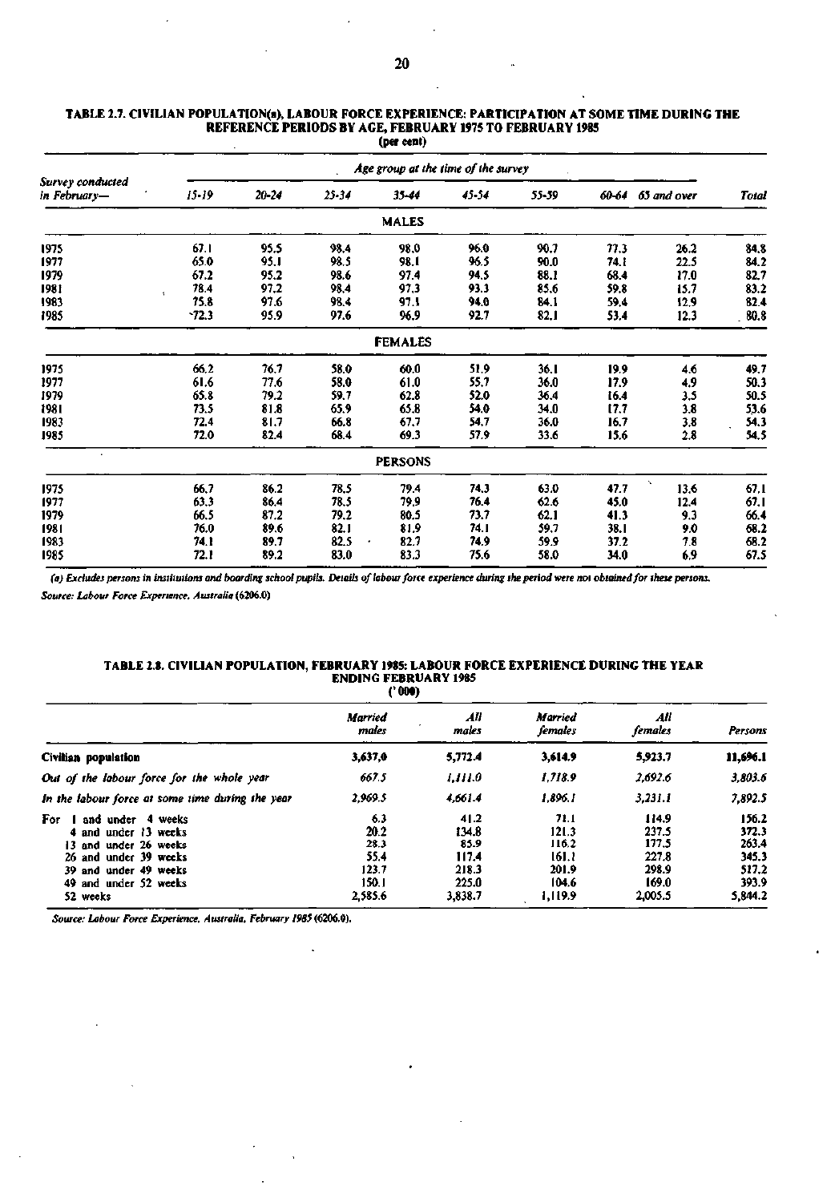**TABLE 2.7. CIVILIAN POPULATION(a), LABOUR FORCE EXPERIENCE: PARTICIPATION AT SOME TIME DURING THE REFERENCE PERIODS BY AGE, FEBRUARY 1975 TO FEBRUARY 1985**
(per cent)

| Survey conducted in February— | Age group at the time of the survey | | | | | | | | |
|---|---|---|---|---|---|---|---|---|---|
| | 15-19 | 20-24 | 25-34 | 35-44 | 45-54 | 55-59 | 60-64 | 65 and over | Total |
| | | | | **MALES** | | | | | |
| 1975 | 67.1 | 95.5 | 98.4 | 98.0 | 96.0 | 90.7 | 77.3 | 26.2 | 84.8 |
| 1977 | 65.0 | 95.1 | 98.5 | 98.1 | 96.5 | 90.0 | 74.1 | 22.5 | 84.2 |
| 1979 | 67.2 | 95.2 | 98.6 | 97.4 | 94.5 | 88.1 | 68.4 | 17.0 | 82.7 |
| 1981 | 78.4 | 97.2 | 98.4 | 97.3 | 93.3 | 85.6 | 59.8 | 15.7 | 83.2 |
| 1983 | 75.8 | 97.6 | 98.4 | 97.1 | 94.0 | 84.1 | 59.4 | 12.9 | 82.4 |
| 1985 | 72.3 | 95.9 | 97.6 | 96.9 | 92.7 | 82.1 | 53.4 | 12.3 | 80.8 |
| | | | | **FEMALES** | | | | | |
| 1975 | 66.2 | 76.7 | 58.0 | 60.0 | 51.9 | 36.1 | 19.9 | 4.6 | 49.7 |
| 1977 | 61.6 | 77.6 | 58.0 | 61.0 | 55.7 | 36.0 | 17.9 | 4.9 | 50.3 |
| 1979 | 65.8 | 79.2 | 59.7 | 62.8 | 52.0 | 36.4 | 16.4 | 3.5 | 50.5 |
| 1981 | 73.5 | 81.8 | 65.9 | 65.8 | 54.0 | 34.0 | 17.7 | 3.8 | 53.6 |
| 1983 | 72.4 | 81.7 | 66.8 | 67.7 | 54.7 | 36.0 | 16.7 | 3.8 | 54.3 |
| 1985 | 72.0 | 82.4 | 68.4 | 69.3 | 57.9 | 33.6 | 15.6 | 2.8 | 54.5 |
| | | | | **PERSONS** | | | | | |
| 1975 | 66.7 | 86.2 | 78.5 | 79.4 | 74.3 | 63.0 | 47.7 | 13.6 | 67.1 |
| 1977 | 63.3 | 86.4 | 78.5 | 79.9 | 76.4 | 62.6 | 45.0 | 12.4 | 67.1 |
| 1979 | 66.5 | 87.2 | 79.2 | 80.5 | 73.7 | 62.1 | 41.3 | 9.3 | 66.4 |
| 1981 | 76.0 | 89.6 | 82.1 | 81.9 | 74.1 | 59.7 | 38.1 | 9.0 | 68.2 |
| 1983 | 74.1 | 89.7 | 82.5 | 82.7 | 74.9 | 59.9 | 37.2 | 7.8 | 68.2 |
| 1985 | 72.1 | 89.2 | 83.0 | 83.3 | 75.6 | 58.0 | 34.0 | 6.9 | 67.5 |

*(a) Excludes persons in institutions and boarding school pupils. Details of labour force experience during the period were not obtained for these persons.*

*Source: Labour Force Experience, Australia* (6206.0)

**TABLE 2.8. CIVILIAN POPULATION, FEBRUARY 1985: LABOUR FORCE EXPERIENCE DURING THE YEAR ENDING FEBRUARY 1985**
('000)

| | Married males | All males | Married females | All females | Persons |
|---|---|---|---|---|---|
| **Civilian population** | 3,637.0 | 5,772.4 | 3,614.9 | 5,923.7 | 11,696.1 |
| *Out of the labour force for the whole year* | 667.5 | 1,111.0 | 1,718.9 | 2,692.6 | 3,803.6 |
| *In the labour force at some time during the year* | 2,969.5 | 4,661.4 | 1,896.1 | 3,231.1 | 7,892.5 |
| For 1 and under 4 weeks | 6.3 | 41.2 | 71.1 | 114.9 | 156.2 |
| 4 and under 13 weeks | 20.2 | 134.8 | 121.3 | 237.5 | 372.3 |
| 13 and under 26 weeks | 28.3 | 85.9 | 116.2 | 177.5 | 263.4 |
| 26 and under 39 weeks | 55.4 | 117.4 | 161.1 | 227.8 | 345.3 |
| 39 and under 49 weeks | 123.7 | 218.3 | 201.9 | 298.9 | 517.2 |
| 49 and under 52 weeks | 150.1 | 225.0 | 104.6 | 169.0 | 393.9 |
| 52 weeks | 2,585.6 | 3,838.7 | 1,119.9 | 2,005.5 | 5,844.2 |

*Source: Labour Force Experience, Australia, February 1985* (6206.0).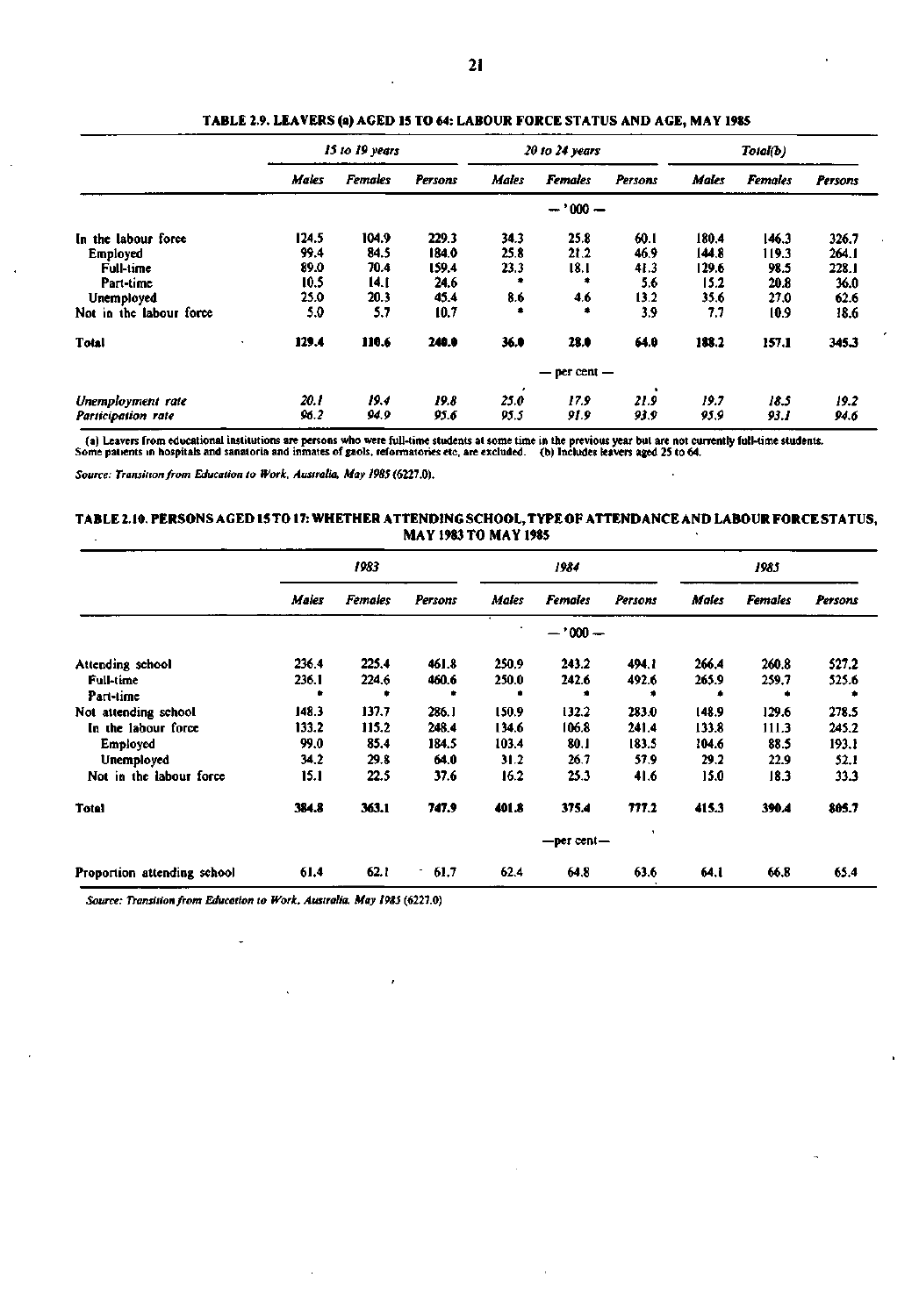## TABLE 2.9. LEAVERS (a) AGED 15 TO 64: LABOUR FORCE STATUS AND AGE, MAY 1985

| | 15 to 19 years | | | 20 to 24 years | | | Total(b) | | |
|---|---|---|---|---|---|---|---|---|---|
| | Males | Females | Persons | Males | Females | Persons | Males | Females | Persons |
| | — '000 — | | | | | | | | |
| In the labour force | 124.5 | 104.9 | 229.3 | 34.3 | 25.8 | 60.1 | 180.4 | 146.3 | 326.7 |
| Employed | 99.4 | 84.5 | 184.0 | 25.8 | 21.2 | 46.9 | 144.8 | 119.3 | 264.1 |
| Full-time | 89.0 | 70.4 | 159.4 | 23.3 | 18.1 | 41.3 | 129.6 | 98.5 | 228.1 |
| Part-time | 10.5 | 14.1 | 24.6 | * | * | 5.6 | 15.2 | 20.8 | 36.0 |
| Unemployed | 25.0 | 20.3 | 45.4 | 8.6 | 4.6 | 13.2 | 35.6 | 27.0 | 62.6 |
| Not in the labour force | 5.0 | 5.7 | 10.7 | * | * | 3.9 | 7.7 | 10.9 | 18.6 |
| **Total** | **129.4** | **110.6** | **240.0** | **36.0** | **28.0** | **64.0** | **188.2** | **157.1** | **345.3** |
| | — per cent — | | | | | | | | |
| *Unemployment rate* | 20.1 | 19.4 | 19.8 | 25.0 | 17.9 | 21.9 | 19.7 | 18.5 | 19.2 |
| *Participation rate* | 96.2 | 94.9 | 95.6 | 95.5 | 91.9 | 93.9 | 95.9 | 93.1 | 94.6 |

(a) Leavers from educational institutions are persons who were full-time students at some time in the previous year but are not currently full-time students. Some patients in hospitals and sanatoria and inmates of gaols, reformatories etc, are excluded. (b) Includes leavers aged 25 to 64.

*Source: Transition from Education to Work, Australia, May 1985 (6227.0).*

## TABLE 2.10. PERSONS AGED 15 TO 17: WHETHER ATTENDING SCHOOL, TYPE OF ATTENDANCE AND LABOUR FORCE STATUS, MAY 1983 TO MAY 1985

| | 1983 | | | 1984 | | | 1985 | | |
|---|---|---|---|---|---|---|---|---|---|
| | Males | Females | Persons | Males | Females | Persons | Males | Females | Persons |
| | — '000 — | | | | | | | | |
| Attending school | 236.4 | 225.4 | 461.8 | 250.9 | 243.2 | 494.1 | 266.4 | 260.8 | 527.2 |
| Full-time | 236.1 | 224.6 | 460.6 | 250.0 | 242.6 | 492.6 | 265.9 | 259.7 | 525.6 |
| Part-time | * | * | * | * | * | * | * | * | * |
| Not attending school | 148.3 | 137.7 | 286.1 | 150.9 | 132.2 | 283.0 | 148.9 | 129.6 | 278.5 |
| In the labour force | 133.2 | 115.2 | 248.4 | 134.6 | 106.8 | 241.4 | 133.8 | 111.3 | 245.2 |
| Employed | 99.0 | 85.4 | 184.5 | 103.4 | 80.1 | 183.5 | 104.6 | 88.5 | 193.1 |
| Unemployed | 34.2 | 29.8 | 64.0 | 31.2 | 26.7 | 57.9 | 29.2 | 22.9 | 52.1 |
| Not in the labour force | 15.1 | 22.5 | 37.6 | 16.2 | 25.3 | 41.6 | 15.0 | 18.3 | 33.3 |
| **Total** | **384.8** | **363.1** | **747.9** | **401.8** | **375.4** | **777.2** | **415.3** | **390.4** | **805.7** |
| | —per cent— | | | | | | | | |
| Proportion attending school | 61.4 | 62.1 | 61.7 | 62.4 | 64.8 | 63.6 | 64.1 | 66.8 | 65.4 |

*Source: Transition from Education to Work, Australia, May 1985 (6227.0)*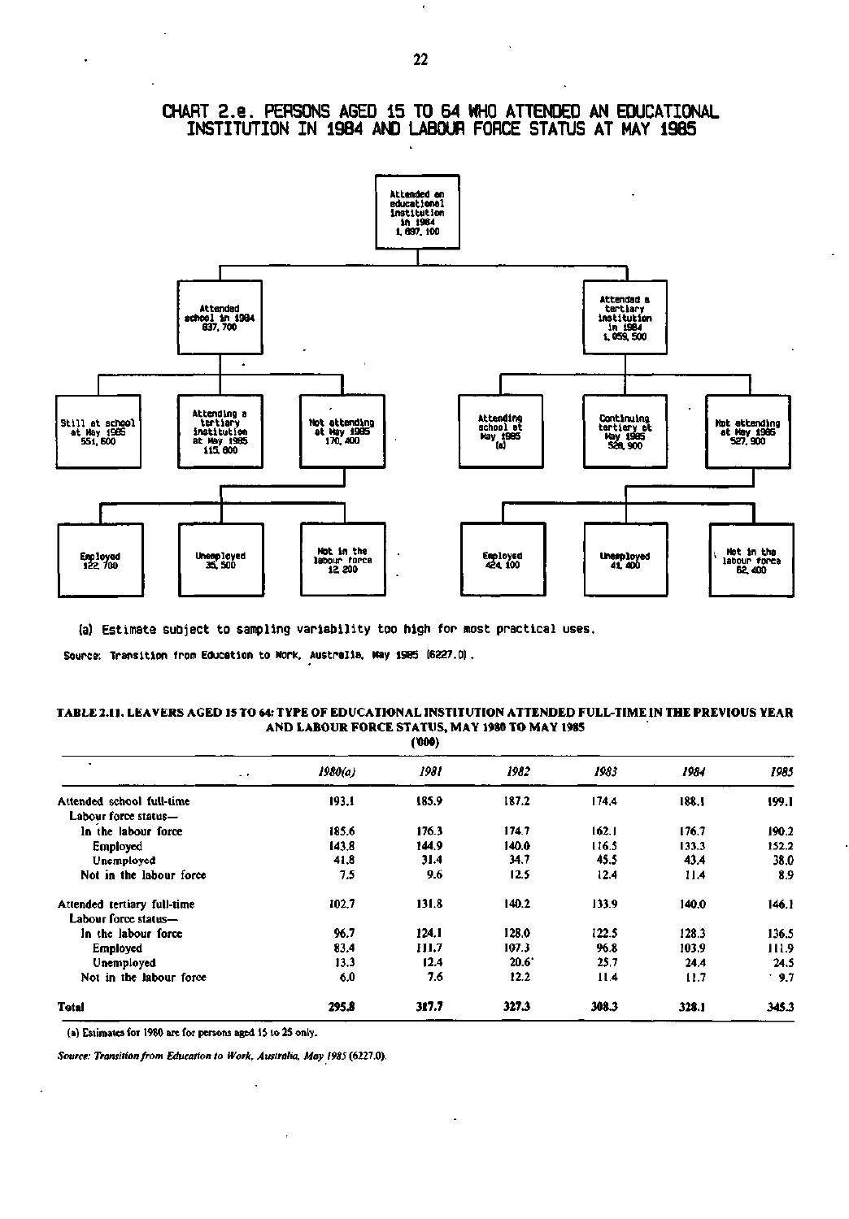# CHART 2.e. PERSONS AGED 15 TO 64 WHO ATTENDED AN EDUCATIONAL INSTITUTION IN 1984 AND LABOUR FORCE STATUS AT MAY 1985

- Attended an educational institution in 1984 1,697,100
  - Attended school in 1984 837,700
    - Still at school at May 1985 551,600
    - Attending a tertiary institution at May 1985 115,600
    - Not attending at May 1985 170,400
      - Employed 122,700
      - Unemployed 35,500
      - Not in the labour force 12,200
  - Attended a tertiary institution in 1984 1,059,500
    - Attending school at May 1985 (a)
    - Continuing tertiary at May 1985 528,900
    - Not attending at May 1985 527,900
      - Employed 424,100
      - Unemployed 41,400
      - Not in the labour force 62,400

(a) Estimate subject to sampling variability too high for most practical uses.

Source: Transition from Education to Work, Australia, May 1985 (6227.0).

**TABLE 2.11. LEAVERS AGED 15 TO 64: TYPE OF EDUCATIONAL INSTITUTION ATTENDED FULL-TIME IN THE PREVIOUS YEAR AND LABOUR FORCE STATUS, MAY 1980 TO MAY 1985**

('000)

| | *1980(a)* | *1981* | *1982* | *1983* | *1984* | *1985* |
|---|---|---|---|---|---|---|
| Attended school full-time | 193.1 | 185.9 | 187.2 | 174.4 | 188.1 | 199.1 |
| Labour force status— | | | | | | |
| In the labour force | 185.6 | 176.3 | 174.7 | 162.1 | 176.7 | 190.2 |
| Employed | 143.8 | 144.9 | 140.0 | 116.5 | 133.3 | 152.2 |
| Unemployed | 41.8 | 31.4 | 34.7 | 45.5 | 43.4 | 38.0 |
| Not in the labour force | 7.5 | 9.6 | 12.5 | 12.4 | 11.4 | 8.9 |
| Attended tertiary full-time | 102.7 | 131.8 | 140.2 | 133.9 | 140.0 | 146.1 |
| Labour force status— | | | | | | |
| In the labour force | 96.7 | 124.1 | 128.0 | 122.5 | 128.3 | 136.5 |
| Employed | 83.4 | 111.7 | 107.3 | 96.8 | 103.9 | 111.9 |
| Unemployed | 13.3 | 12.4 | 20.6 | 25.7 | 24.4 | 24.5 |
| Not in the labour force | 6.0 | 7.6 | 12.2 | 11.4 | 11.7 | 9.7 |
| **Total** | **295.8** | **317.7** | **327.3** | **308.3** | **328.1** | **345.3** |

(a) Estimates for 1980 are for persons aged 15 to 25 only.

*Source: Transition from Education to Work, Australia, May 1985* (6227.0).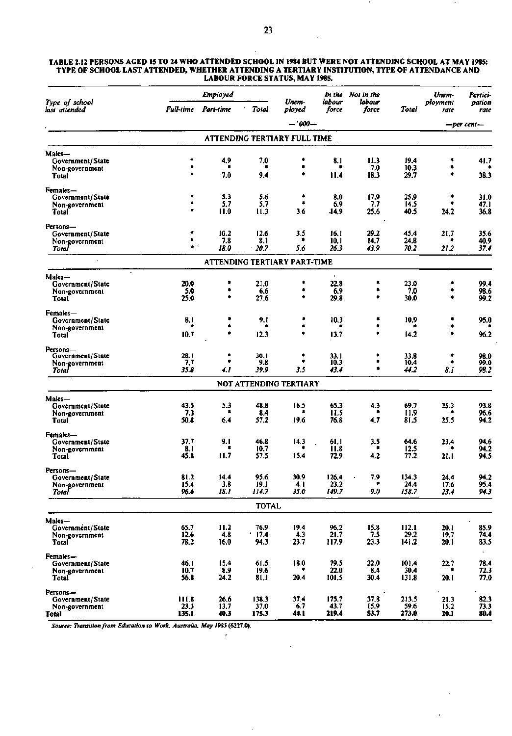**TABLE 2.12 PERSONS AGED 15 TO 24 WHO ATTENDED SCHOOL IN 1984 BUT WERE NOT ATTENDING SCHOOL AT MAY 1985: TYPE OF SCHOOL LAST ATTENDED, WHETHER ATTENDING A TERTIARY INSTITUTION, TYPE OF ATTENDANCE AND LABOUR FORCE STATUS, MAY 1985.**

| Type of school last attended | Employed | | | Unemployed | In the labour force | Not in the labour force | Total | Unemployment rate | Participation rate |
|---|---|---|---|---|---|---|---|---|---|
| | Full-time | Part-time | Total | | | | | | |
| | —'000— | | | | | | | —per cent— | |
| **ATTENDING TERTIARY FULL TIME** | | | | | | | | | |
| Males— | | | | | | | | | |
| Government/State | * | 4.9 | 7.0 | * | 8.1 | 11.3 | 19.4 | * | 41.7 |
| Non-government | * | * | * | * | * | 7.0 | 10.3 | * | * |
| Total | * | 7.0 | 9.4 | * | 11.4 | 18.3 | 29.7 | * | 38.3 |
| Females— | | | | | | | | | |
| Government/State | * | 5.3 | 5.6 | * | 8.0 | 17.9 | 25.9 | * | 31.0 |
| Non-government | * | 5.7 | 5.7 | * | 6.9 | 7.7 | 14.5 | * | 47.1 |
| Total | * | 11.0 | 11.3 | 3.6 | 14.9 | 25.6 | 40.5 | 24.2 | 36.8 |
| Persons— | | | | | | | | | |
| Government/State | * | 10.2 | 12.6 | 3.5 | 16.1 | 29.2 | 45.4 | 21.7 | 35.6 |
| Non-government | * | 7.8 | 8.1 | * | 10.1 | 14.7 | 24.8 | * | 40.9 |
| *Total* | * | *18.0* | *20.7* | *5.6* | *26.3* | *43.9* | *70.2* | *21.2* | *37.4* |
| **ATTENDING TERTIARY PART-TIME** | | | | | | | | | |
| Males— | | | | | | | | | |
| Government/State | 20.0 | * | 21.0 | * | 22.8 | * | 23.0 | * | 99.4 |
| Non-government | 5.0 | * | 6.6 | * | 6.9 | * | 7.0 | * | 98.6 |
| Total | 25.0 | * | 27.6 | * | 29.8 | * | 30.0 | * | 99.2 |
| Females— | | | | | | | | | |
| Government/State | 8.1 | * | 9.1 | * | 10.3 | * | 10.9 | * | 95.0 |
| Non-government | * | * | * | * | * | * | * | * | * |
| Total | 10.7 | * | 12.3 | * | 13.7 | * | 14.2 | * | 96.2 |
| Persons— | | | | | | | | | |
| Government/State | 28.1 | * | 30.1 | * | 33.1 | * | 33.8 | * | 98.0 |
| Non-government | 7.7 | * | 9.8 | * | 10.3 | * | 10.4 | * | 99.0 |
| *Total* | *35.8* | *4.1* | *39.9* | *3.5* | *43.4* | * | *44.2* | *8.1* | *98.2* |
| **NOT ATTENDING TERTIARY** | | | | | | | | | |
| Males— | | | | | | | | | |
| Government/State | 43.5 | 5.3 | 48.8 | 16.5 | 65.3 | 4.3 | 69.7 | 25.3 | 93.8 |
| Non-government | 7.3 | * | 8.4 | * | 11.5 | * | 11.9 | * | 96.6 |
| Total | 50.8 | 6.4 | 57.2 | 19.6 | 76.8 | 4.7 | 81.5 | 25.5 | 94.2 |
| Females— | | | | | | | | | |
| Government/State | 37.7 | 9.1 | 46.8 | 14.3 | 61.1 | 3.5 | 64.6 | 23.4 | 94.6 |
| Non-government | 8.1 | * | 10.7 | * | 11.8 | * | 12.5 | * | 94.2 |
| Total | 45.8 | 11.7 | 57.5 | 15.4 | 72.9 | 4.2 | 77.2 | 21.1 | 94.5 |
| Persons— | | | | | | | | | |
| Government/State | 81.2 | 14.4 | 95.6 | 30.9 | 126.4 | 7.9 | 134.3 | 24.4 | 94.2 |
| Non-government | 15.4 | 3.8 | 19.1 | 4.1 | 23.2 | * | 24.4 | 17.6 | 95.4 |
| *Total* | *96.6* | *18.1* | *114.7* | *35.0* | *149.7* | *9.0* | *158.7* | *23.4* | *94.3* |
| **TOTAL** | | | | | | | | | |
| Males— | | | | | | | | | |
| Government/State | 65.7 | 11.2 | 76.9 | 19.4 | 96.2 | 15.8 | 112.1 | 20.1 | 85.9 |
| Non-government | 12.6 | 4.8 | 17.4 | 4.3 | 21.7 | 7.5 | 29.2 | 19.7 | 74.4 |
| Total | 78.2 | 16.0 | 94.3 | 23.7 | 117.9 | 23.3 | 141.2 | 20.1 | 83.5 |
| Females— | | | | | | | | | |
| Government/State | 46.1 | 15.4 | 61.5 | 18.0 | 79.5 | 22.0 | 101.4 | 22.7 | 78.4 |
| Non-government | 10.7 | 8.9 | 19.6 | * | 22.0 | 8.4 | 30.4 | * | 72.3 |
| Total | 56.8 | 24.2 | 81.1 | 20.4 | 101.5 | 30.4 | 131.8 | 20.1 | 77.0 |
| Persons— | | | | | | | | | |
| Government/State | 111.8 | 26.6 | 138.3 | 37.4 | 175.7 | 37.8 | 213.5 | 21.3 | 82.3 |
| Non-government | 23.3 | 13.7 | 37.0 | 6.7 | 43.7 | 15.9 | 59.6 | 15.2 | 73.3 |
| **Total** | **135.1** | **40.3** | **175.3** | **44.1** | **219.4** | **53.7** | **273.0** | **20.1** | **80.4** |

*Source: Transition from Education to Work, Australia, May 1985 (6227.0).*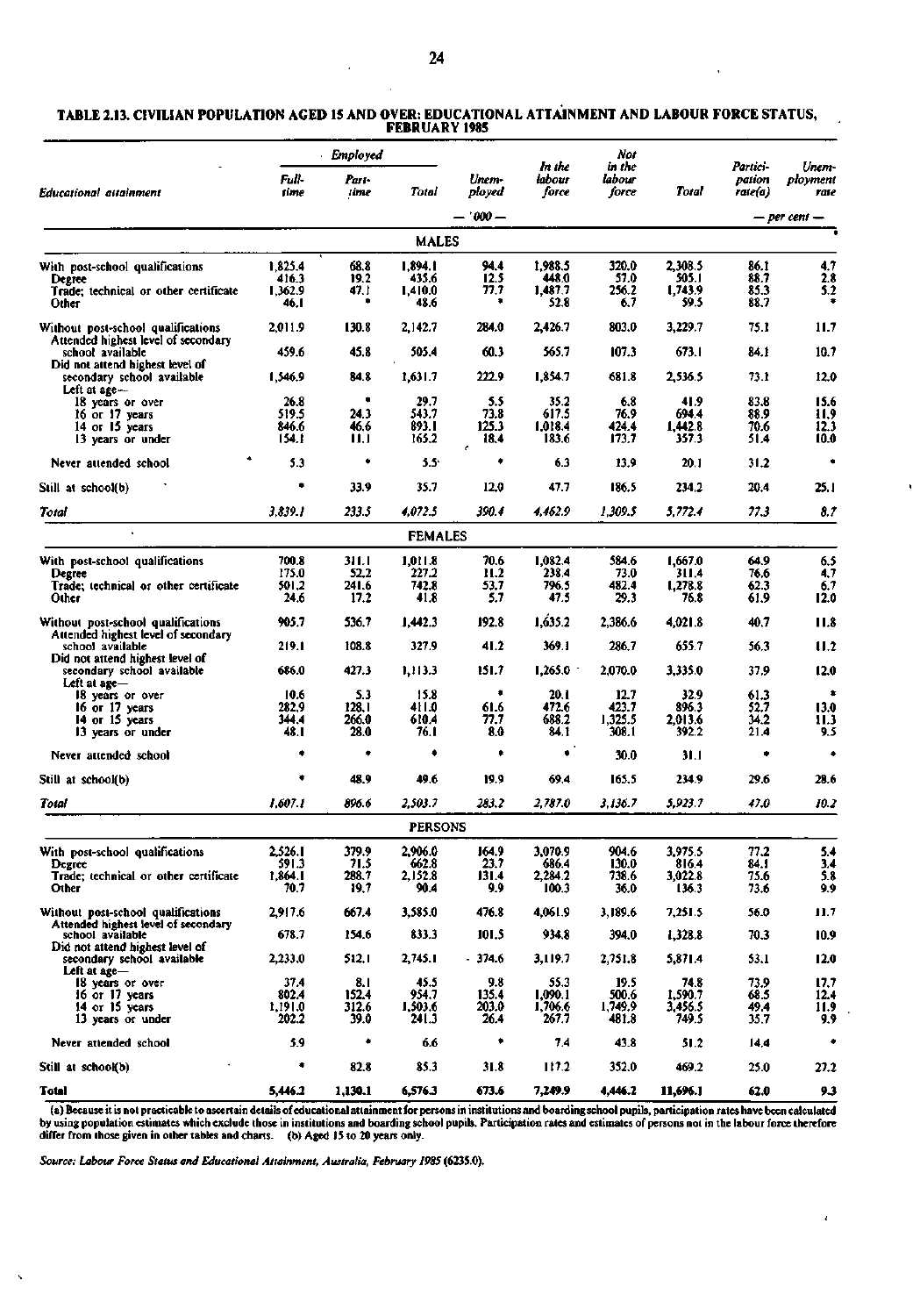**TABLE 2.13. CIVILIAN POPULATION AGED 15 AND OVER: EDUCATIONAL ATTAINMENT AND LABOUR FORCE STATUS, FEBRUARY 1985**

| Educational attainment | Employed | | | Unemployed | In the labour force | Not in the labour force | Total | Participation rate(a) | Unemployment rate |
|---|---|---|---|---|---|---|---|---|---|
| | Full-time | Part-time | Total | | | | | | |
| | — '000 — | | | | | | | — per cent — | |
| **MALES** | | | | | | | | | |
| With post-school qualifications | 1,825.4 | 68.8 | 1,894.1 | 94.4 | 1,988.5 | 320.0 | 2,308.5 | 86.1 | 4.7 |
| Degree | 416.3 | 19.2 | 435.6 | 12.5 | 448.0 | 57.0 | 505.1 | 88.7 | 2.8 |
| Trade; technical or other certificate | 1,362.9 | 47.1 | 1,410.0 | 77.7 | 1,487.7 | 256.2 | 1,743.9 | 85.3 | 5.2 |
| Other | 46.1 | * | 48.6 | * | 52.8 | 6.7 | 59.5 | 88.7 | * |
| Without post-school qualifications | 2,011.9 | 130.8 | 2,142.7 | 284.0 | 2,426.7 | 803.0 | 3,229.7 | 75.1 | 11.7 |
| Attended highest level of secondary school available | 459.6 | 45.8 | 505.4 | 60.3 | 565.7 | 107.3 | 673.1 | 84.1 | 10.7 |
| Did not attend highest level of secondary school available | 1,546.9 | 84.8 | 1,631.7 | 222.9 | 1,854.7 | 681.8 | 2,536.5 | 73.1 | 12.0 |
| Left at age— | | | | | | | | | |
| 18 years or over | 26.8 | * | 29.7 | 5.5 | 35.2 | 6.8 | 41.9 | 83.8 | 15.6 |
| 16 or 17 years | 519.5 | 24.3 | 543.7 | 73.8 | 617.5 | 76.9 | 694.4 | 88.9 | 11.9 |
| 14 or 15 years | 846.6 | 46.6 | 893.1 | 125.3 | 1,018.4 | 424.4 | 1,442.8 | 70.6 | 12.3 |
| 13 years or under | 154.1 | 11.1 | 165.2 | 18.4 | 183.6 | 173.7 | 357.3 | 51.4 | 10.0 |
| Never attended school | 5.3 | * | 5.5 | * | 6.3 | 13.9 | 20.1 | 31.2 | * |
| Still at school(b) | * | 33.9 | 35.7 | 12.0 | 47.7 | 186.5 | 234.2 | 20.4 | 25.1 |
| *Total* | *3,839.1* | *233.5* | *4,072.5* | *390.4* | *4,462.9* | *1,309.5* | *5,772.4* | *77.3* | *8.7* |
| **FEMALES** | | | | | | | | | |
| With post-school qualifications | 700.8 | 311.1 | 1,011.8 | 70.6 | 1,082.4 | 584.6 | 1,667.0 | 64.9 | 6.5 |
| Degree | 175.0 | 52.2 | 227.2 | 11.2 | 238.4 | 73.0 | 311.4 | 76.6 | 4.7 |
| Trade; technical or other certificate | 501.2 | 241.6 | 742.8 | 53.7 | 796.5 | 482.4 | 1,278.8 | 62.3 | 6.7 |
| Other | 24.6 | 17.2 | 41.8 | 5.7 | 47.5 | 29.3 | 76.8 | 61.9 | 12.0 |
| Without post-school qualifications | 905.7 | 536.7 | 1,442.3 | 192.8 | 1,635.2 | 2,386.6 | 4,021.8 | 40.7 | 11.8 |
| Attended highest level of secondary school available | 219.1 | 108.8 | 327.9 | 41.2 | 369.1 | 286.7 | 655.7 | 56.3 | 11.2 |
| Did not attend highest level of secondary school available | 686.0 | 427.3 | 1,113.3 | 151.7 | 1,265.0 | 2,070.0 | 3,335.0 | 37.9 | 12.0 |
| Left at age— | | | | | | | | | |
| 18 years or over | 10.6 | 5.3 | 15.8 | * | 20.1 | 12.7 | 32.9 | 61.3 | * |
| 16 or 17 years | 282.9 | 128.1 | 411.0 | 61.6 | 472.6 | 423.7 | 896.3 | 52.7 | 13.0 |
| 14 or 15 years | 344.4 | 266.0 | 610.4 | 77.7 | 688.2 | 1,325.5 | 2,013.6 | 34.2 | 11.3 |
| 13 years or under | 48.1 | 28.0 | 76.1 | 8.0 | 84.1 | 308.1 | 392.2 | 21.4 | 9.5 |
| Never attended school | * | * | * | * | * | 30.0 | 31.1 | * | * |
| Still at school(b) | * | 48.9 | 49.6 | 19.9 | 69.4 | 165.5 | 234.9 | 29.6 | 28.6 |
| *Total* | *1,607.1* | *896.6* | *2,503.7* | *283.2* | *2,787.0* | *3,136.7* | *5,923.7* | *47.0* | *10.2* |
| **PERSONS** | | | | | | | | | |
| With post-school qualifications | 2,526.1 | 379.9 | 2,906.0 | 164.9 | 3,070.9 | 904.6 | 3,975.5 | 77.2 | 5.4 |
| Degree | 591.3 | 71.5 | 662.8 | 23.7 | 686.4 | 130.0 | 816.4 | 84.1 | 3.4 |
| Trade; technical or other certificate | 1,864.1 | 288.7 | 2,152.8 | 131.4 | 2,284.2 | 738.6 | 3,022.8 | 75.6 | 5.8 |
| Other | 70.7 | 19.7 | 90.4 | 9.9 | 100.3 | 36.0 | 136.3 | 73.6 | 9.9 |
| Without post-school qualifications | 2,917.6 | 667.4 | 3,585.0 | 476.8 | 4,061.9 | 3,189.6 | 7,251.5 | 56.0 | 11.7 |
| Attended highest level of secondary school available | 678.7 | 154.6 | 833.3 | 101.5 | 934.8 | 394.0 | 1,328.8 | 70.3 | 10.9 |
| Did not attend highest level of secondary school available | 2,233.0 | 512.1 | 2,745.1 | 374.6 | 3,119.7 | 2,751.8 | 5,871.4 | 53.1 | 12.0 |
| Left at age— | | | | | | | | | |
| 18 years or over | 37.4 | 8.1 | 45.5 | 9.8 | 55.3 | 19.5 | 74.8 | 73.9 | 17.7 |
| 16 or 17 years | 802.4 | 152.4 | 954.7 | 135.4 | 1,090.1 | 500.6 | 1,590.7 | 68.5 | 12.4 |
| 14 or 15 years | 1,191.0 | 312.6 | 1,503.6 | 203.0 | 1,706.6 | 1,749.9 | 3,456.5 | 49.4 | 11.9 |
| 13 years or under | 202.2 | 39.0 | 241.3 | 26.4 | 267.7 | 481.8 | 749.5 | 35.7 | 9.9 |
| Never attended school | 5.9 | * | 6.6 | * | 7.4 | 43.8 | 51.2 | 14.4 | * |
| Still at school(b) | * | 82.8 | 85.3 | 31.8 | 117.2 | 352.0 | 469.2 | 25.0 | 27.2 |
| **Total** | **5,446.2** | **1,130.1** | **6,576.3** | **673.6** | **7,249.9** | **4,446.2** | **11,696.1** | **62.0** | **9.3** |

(a) Because it is not practicable to ascertain details of educational attainment for persons in institutions and boarding school pupils, participation rates have been calculated by using population estimates which exclude those in institutions and boarding school pupils. Participation rates and estimates of persons not in the labour force therefore differ from those given in other tables and charts. (b) Aged 15 to 20 years only.

*Source: Labour Force Status and Educational Attainment, Australia, February 1985* (6235.0).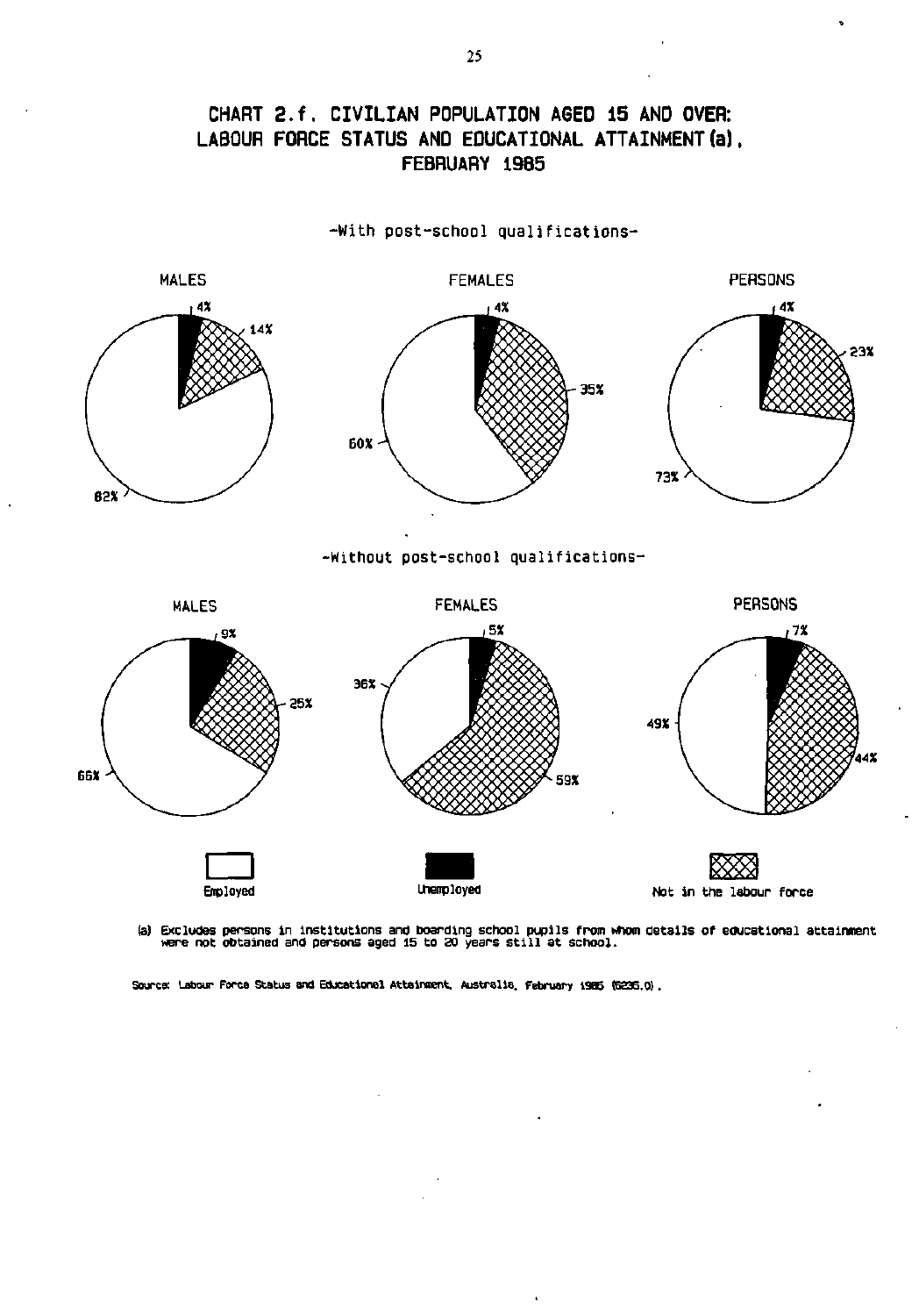# CHART 2.f. CIVILIAN POPULATION AGED 15 AND OVER: LABOUR FORCE STATUS AND EDUCATIONAL ATTAINMENT (a), FEBRUARY 1985

-With post-school qualifications-

MALES

4%

14%

82%

FEMALES

4%

35%

60%

PERSONS

4%

23%

73%

-Without post-school qualifications-

MALES

9%

25%

66%

FEMALES

5%

36%

59%

PERSONS

7%

49%

44%

Employed

Unemployed

Not in the labour force

(a) Excludes persons in institutions and boarding school pupils from whom details of educational attainment were not obtained and persons aged 15 to 20 years still at school.

Source: Labour Force Status and Educational Attainment, Australia, February 1985 (6235.0).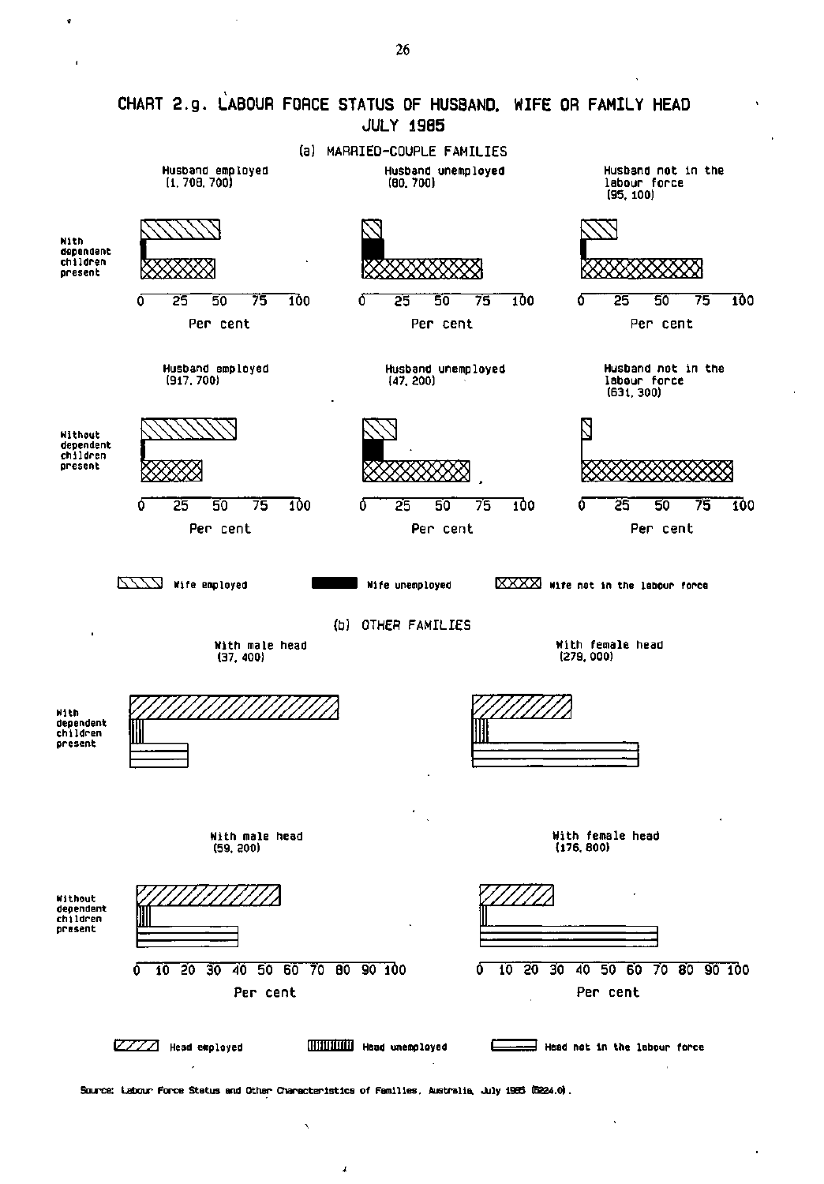# CHART 2.g. LABOUR FORCE STATUS OF HUSBAND, WIFE OR FAMILY HEAD JULY 1985

## (a) MARRIED-COUPLE FAMILIES

**With dependent children present**

- Husband employed (1,708,700)
- Husband unemployed (80,700)
- Husband not in the labour force (95,100)

**Without dependent children present**

- Husband employed (917,700)
- Husband unemployed (47,200)
- Husband not in the labour force (631,300)

Per cent: 0, 25, 50, 75, 100

Wife employed | Wife unemployed | Wife not in the labour force

## (b) OTHER FAMILIES

**With dependent children present**

- With male head (37,400)
- With female head (279,000)

**Without dependent children present**

- With male head (59,200)
- With female head (176,800)

Per cent: 0, 10, 20, 30, 40, 50, 60, 70, 80, 90, 100

Head employed | Head unemployed | Head not in the labour force

Source: Labour Force Status and Other Characteristics of Families, Australia, July 1985 (6224.0).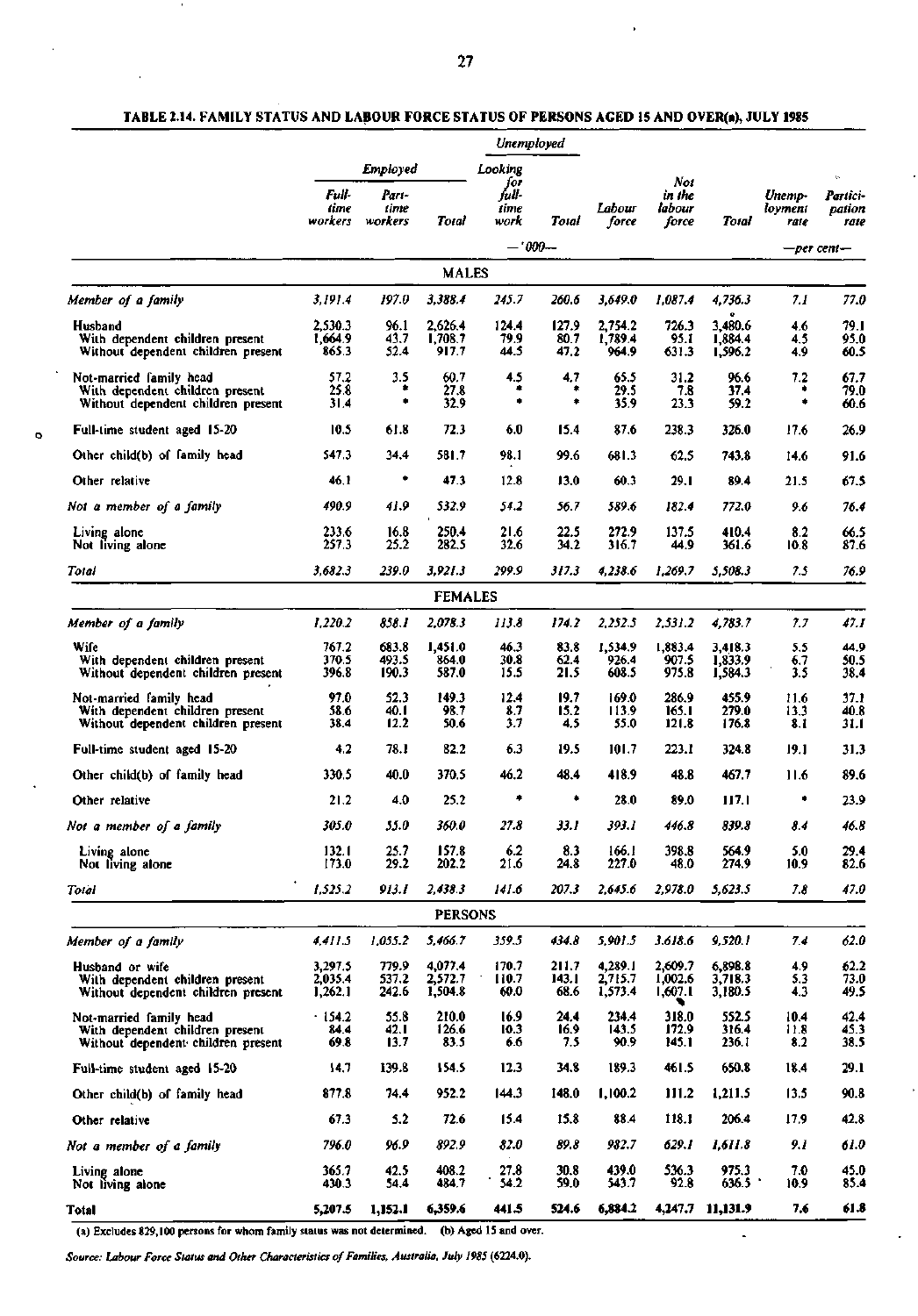**TABLE 2.14. FAMILY STATUS AND LABOUR FORCE STATUS OF PERSONS AGED 15 AND OVER(a), JULY 1985**

| | Employed | | | Unemployed | | | | | | |
|---|---|---|---|---|---|---|---|---|---|---|
| | Full-time workers | Part-time workers | Total | Looking for full-time work | Total | Labour force | Not in the labour force | Total | Unemployment rate | Participation rate |
| | —'000— | | | | | | | | —per cent— | |
| **MALES** | | | | | | | | | | |
| *Member of a family* | *3,191.4* | *197.0* | *3,388.4* | *245.7* | *260.6* | *3,649.0* | *1,087.4* | *4,736.3* | *7.1* | *77.0* |
| Husband | 2,530.3 | 96.1 | 2,626.4 | 124.4 | 127.9 | 2,754.2 | 726.3 | 3,480.6 | 4.6 | 79.1 |
| With dependent children present | 1,664.9 | 43.7 | 1,708.7 | 79.9 | 80.7 | 1,789.4 | 95.1 | 1,884.4 | 4.5 | 95.0 |
| Without dependent children present | 865.3 | 52.4 | 917.7 | 44.5 | 47.2 | 964.9 | 631.3 | 1,596.2 | 4.9 | 60.5 |
| Not-married family head | 57.2 | 3.5 | 60.7 | 4.5 | 4.7 | 65.5 | 31.2 | 96.6 | 7.2 | 67.7 |
| With dependent children present | 25.8 | * | 27.8 | * | * | 29.5 | 7.8 | 37.4 | * | 79.0 |
| Without dependent children present | 31.4 | * | 32.9 | * | * | 35.9 | 23.3 | 59.2 | * | 60.6 |
| Full-time student aged 15-20 | 10.5 | 61.8 | 72.3 | 6.0 | 15.4 | 87.6 | 238.3 | 326.0 | 17.6 | 26.9 |
| Other child(b) of family head | 547.3 | 34.4 | 581.7 | 98.1 | 99.6 | 681.3 | 62.5 | 743.8 | 14.6 | 91.6 |
| Other relative | 46.1 | * | 47.3 | 12.8 | 13.0 | 60.3 | 29.1 | 89.4 | 21.5 | 67.5 |
| *Not a member of a family* | *490.9* | *41.9* | *532.9* | *54.2* | *56.7* | *589.6* | *182.4* | *772.0* | *9.6* | *76.4* |
| Living alone | 233.6 | 16.8 | 250.4 | 21.6 | 22.5 | 272.9 | 137.5 | 410.4 | 8.2 | 66.5 |
| Not living alone | 257.3 | 25.2 | 282.5 | 32.6 | 34.2 | 316.7 | 44.9 | 361.6 | 10.8 | 87.6 |
| *Total* | *3,682.3* | *239.0* | *3,921.3* | *299.9* | *317.3* | *4,238.6* | *1,269.7* | *5,508.3* | *7.5* | *76.9* |
| **FEMALES** | | | | | | | | | | |
| *Member of a family* | *1,220.2* | *858.1* | *2,078.3* | *113.8* | *174.2* | *2,252.5* | *2,531.2* | *4,783.7* | *7.7* | *47.1* |
| Wife | 767.2 | 683.8 | 1,451.0 | 46.3 | 83.8 | 1,534.9 | 1,883.4 | 3,418.3 | 5.5 | 44.9 |
| With dependent children present | 370.5 | 493.5 | 864.0 | 30.8 | 62.4 | 926.4 | 907.5 | 1,833.9 | 6.7 | 50.5 |
| Without dependent children present | 396.8 | 190.3 | 587.0 | 15.5 | 21.5 | 608.5 | 975.8 | 1,584.3 | 3.5 | 38.4 |
| Not-married family head | 97.0 | 52.3 | 149.3 | 12.4 | 19.7 | 169.0 | 286.9 | 455.9 | 11.6 | 37.1 |
| With dependent children present | 58.6 | 40.1 | 98.7 | 8.7 | 15.2 | 113.9 | 165.1 | 279.0 | 13.3 | 40.8 |
| Without dependent children present | 38.4 | 12.2 | 50.6 | 3.7 | 4.5 | 55.0 | 121.8 | 176.8 | 8.1 | 31.1 |
| Full-time student aged 15-20 | 4.2 | 78.1 | 82.2 | 6.3 | 19.5 | 101.7 | 223.1 | 324.8 | 19.1 | 31.3 |
| Other child(b) of family head | 330.5 | 40.0 | 370.5 | 46.2 | 48.4 | 418.9 | 48.8 | 467.7 | 11.6 | 89.6 |
| Other relative | 21.2 | 4.0 | 25.2 | * | * | 28.0 | 89.0 | 117.1 | * | 23.9 |
| *Not a member of a family* | *305.0* | *55.0* | *360.0* | *27.8* | *33.1* | *393.1* | *446.8* | *839.8* | *8.4* | *46.8* |
| Living alone | 132.1 | 25.7 | 157.8 | 6.2 | 8.3 | 166.1 | 398.8 | 564.9 | 5.0 | 29.4 |
| Not living alone | 173.0 | 29.2 | 202.2 | 21.6 | 24.8 | 227.0 | 48.0 | 274.9 | 10.9 | 82.6 |
| *Total* | *1,525.2* | *913.1* | *2,438.3* | *141.6* | *207.3* | *2,645.6* | *2,978.0* | *5,623.5* | *7.8* | *47.0* |
| **PERSONS** | | | | | | | | | | |
| *Member of a family* | *4,411.5* | *1,055.2* | *5,466.7* | *359.5* | *434.8* | *5,901.5* | *3,618.6* | *9,520.1* | *7.4* | *62.0* |
| Husband or wife | 3,297.5 | 779.9 | 4,077.4 | 170.7 | 211.7 | 4,289.1 | 2,609.7 | 6,898.8 | 4.9 | 62.2 |
| With dependent children present | 2,035.4 | 537.2 | 2,572.7 | 110.7 | 143.1 | 2,715.7 | 1,002.6 | 3,718.3 | 5.3 | 73.0 |
| Without dependent children present | 1,262.1 | 242.6 | 1,504.8 | 60.0 | 68.6 | 1,573.4 | 1,607.1 | 3,180.5 | 4.3 | 49.5 |
| Not-married family head | 154.2 | 55.8 | 210.0 | 16.9 | 24.4 | 234.4 | 318.0 | 552.5 | 10.4 | 42.4 |
| With dependent children present | 84.4 | 42.1 | 126.6 | 10.3 | 16.9 | 143.5 | 172.9 | 316.4 | 11.8 | 45.3 |
| Without dependent children present | 69.8 | 13.7 | 83.5 | 6.6 | 7.5 | 90.9 | 145.1 | 236.1 | 8.2 | 38.5 |
| Full-time student aged 15-20 | 14.7 | 139.8 | 154.5 | 12.3 | 34.8 | 189.3 | 461.5 | 650.8 | 18.4 | 29.1 |
| Other child(b) of family head | 877.8 | 74.4 | 952.2 | 144.3 | 148.0 | 1,100.2 | 111.2 | 1,211.5 | 13.5 | 90.8 |
| Other relative | 67.3 | 5.2 | 72.6 | 15.4 | 15.8 | 88.4 | 118.1 | 206.4 | 17.9 | 42.8 |
| *Not a member of a family* | *796.0* | *96.9* | *892.9* | *82.0* | *89.8* | *982.7* | *629.1* | *1,611.8* | *9.1* | *61.0* |
| Living alone | 365.7 | 42.5 | 408.2 | 27.8 | 30.8 | 439.0 | 536.3 | 975.3 | 7.0 | 45.0 |
| Not living alone | 430.3 | 54.4 | 484.7 | 54.2 | 59.0 | 543.7 | 92.8 | 636.5 | 10.9 | 85.4 |
| **Total** | **5,207.5** | **1,152.1** | **6,359.6** | **441.5** | **524.6** | **6,884.2** | **4,247.7** | **11,131.9** | **7.6** | **61.8** |

(a) Excludes 829,100 persons for whom family status was not determined. (b) Aged 15 and over.

*Source: Labour Force Status and Other Characteristics of Families, Australia, July 1985 (6224.0).*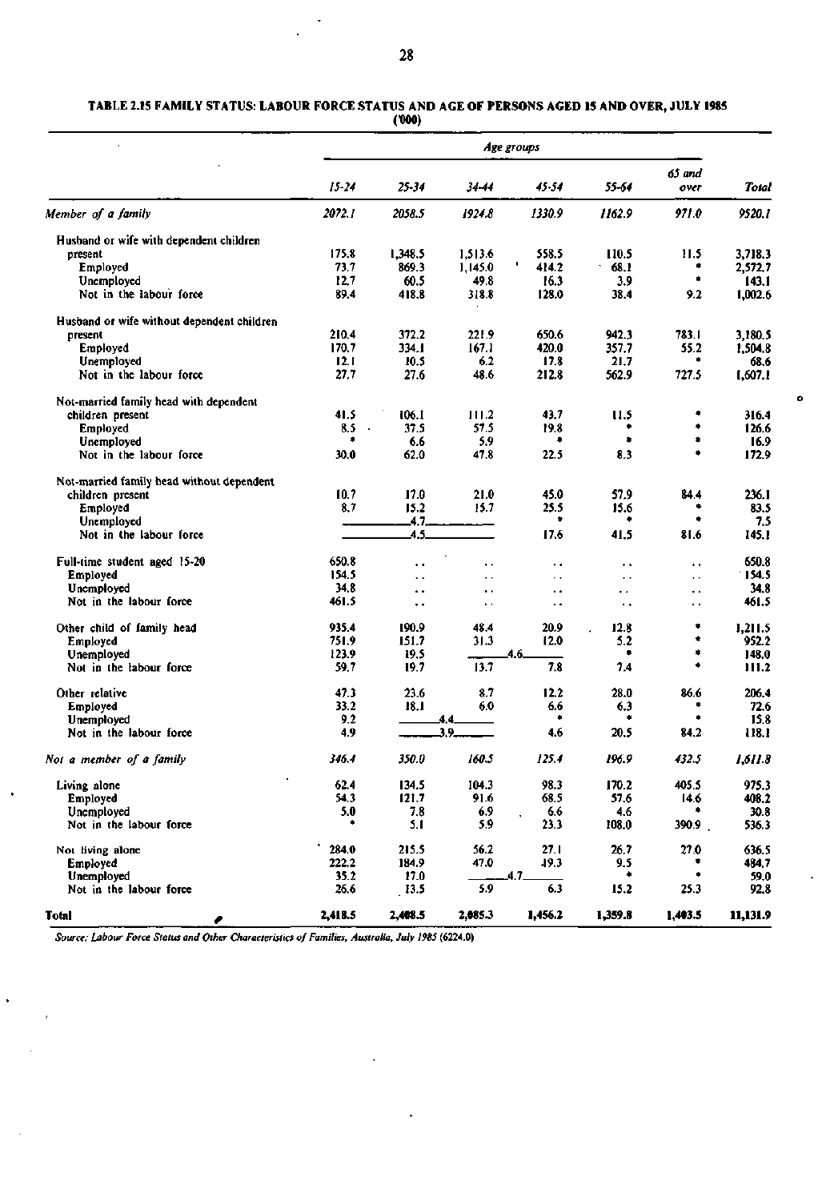**TABLE 2.15 FAMILY STATUS: LABOUR FORCE STATUS AND AGE OF PERSONS AGED 15 AND OVER, JULY 1985**
('000)

| | Age groups | | | | | | |
|---|---|---|---|---|---|---|---|
| | 15-24 | 25-34 | 34-44 | 45-54 | 55-64 | 65 and over | Total |
| *Member of a family* | *2072.1* | *2058.5* | *1924.8* | *1330.9* | *1162.9* | *971.0* | *9520.1* |
| Husband or wife with dependent children present | 175.8 | 1,348.5 | 1,513.6 | 558.5 | 110.5 | 11.5 | 3,718.3 |
| Employed | 73.7 | 869.3 | 1,145.0 | 414.2 | 68.1 | * | 2,572.7 |
| Unemployed | 12.7 | 60.5 | 49.8 | 16.3 | 3.9 | * | 143.1 |
| Not in the labour force | 89.4 | 418.8 | 318.8 | 128.0 | 38.4 | 9.2 | 1,002.6 |
| Husband or wife without dependent children present | 210.4 | 372.2 | 221.9 | 650.6 | 942.3 | 783.1 | 3,180.5 |
| Employed | 170.7 | 334.1 | 167.1 | 420.0 | 357.7 | 55.2 | 1,504.8 |
| Unemployed | 12.1 | 10.5 | 6.2 | 17.8 | 21.7 | * | 68.6 |
| Not in the labour force | 27.7 | 27.6 | 48.6 | 212.8 | 562.9 | 727.5 | 1,607.1 |
| Not-married family head with dependent children present | 41.5 | 106.1 | 111.2 | 43.7 | 11.5 | * | 316.4 |
| Employed | 8.5 | 37.5 | 57.5 | 19.8 | * | * | 126.6 |
| Unemployed | * | 6.6 | 5.9 | * | * | * | 16.9 |
| Not in the labour force | 30.0 | 62.0 | 47.8 | 22.5 | 8.3 | * | 172.9 |
| Not-married family head without dependent children present | 10.7 | 17.0 | 21.0 | 45.0 | 57.9 | 84.4 | 236.1 |
| Employed | 8.7 | 15.2 | 15.7 | 25.5 | 15.6 | * | 83.5 |
| Unemployed | 4.7 | | | * | * | * | 7.5 |
| Not in the labour force | 4.5 | | | 17.6 | 41.5 | 81.6 | 145.1 |
| Full-time student aged 15-20 | 650.8 | .. | .. | .. | .. | .. | 650.8 |
| Employed | 154.5 | .. | .. | .. | .. | .. | 154.5 |
| Unemployed | 34.8 | .. | .. | .. | .. | .. | 34.8 |
| Not in the labour force | 461.5 | .. | .. | .. | .. | .. | 461.5 |
| Other child of family head | 935.4 | 190.9 | 48.4 | 20.9 | 12.8 | * | 1,211.5 |
| Employed | 751.9 | 151.7 | 31.3 | 12.0 | 5.2 | * | 952.2 |
| Unemployed | 123.9 | 19.5 | 4.6 | | * | * | 148.0 |
| Not in the labour force | 59.7 | 19.7 | 13.7 | 7.8 | 7.4 | * | 111.2 |
| Other relative | 47.3 | 23.6 | 8.7 | 12.2 | 28.0 | 86.6 | 206.4 |
| Employed | 33.2 | 18.1 | 6.0 | 6.6 | 6.3 | * | 72.6 |
| Unemployed | 9.2 | 4.4 | | * | * | * | 15.8 |
| Not in the labour force | 4.9 | 3.9 | | 4.6 | 20.5 | 84.2 | 118.1 |
| *Not a member of a family* | *346.4* | *350.0* | *160.5* | *125.4* | *196.9* | *432.5* | *1,611.8* |
| Living alone | 62.4 | 134.5 | 104.3 | 98.3 | 170.2 | 405.5 | 975.3 |
| Employed | 54.3 | 121.7 | 91.6 | 68.5 | 57.6 | 14.6 | 408.2 |
| Unemployed | 5.0 | 7.8 | 6.9 | 6.6 | 4.6 | * | 30.8 |
| Not in the labour force | * | 5.1 | 5.9 | 23.3 | 108.0 | 390.9 | 536.3 |
| Not living alone | 284.0 | 215.5 | 56.2 | 27.1 | 26.7 | 27.0 | 636.5 |
| Employed | 222.2 | 184.9 | 47.0 | 19.3 | 9.5 | * | 484.7 |
| Unemployed | 35.2 | 17.0 | 4.7 | | * | * | 59.0 |
| Not in the labour force | 26.6 | 13.5 | 5.9 | 6.3 | 15.2 | 25.3 | 92.8 |
| **Total** | **2,418.5** | **2,408.5** | **2,085.3** | **1,456.2** | **1,359.8** | **1,403.5** | **11,131.9** |

*Source: Labour Force Status and Other Characteristics of Families, Australia, July 1985 (6224.0)*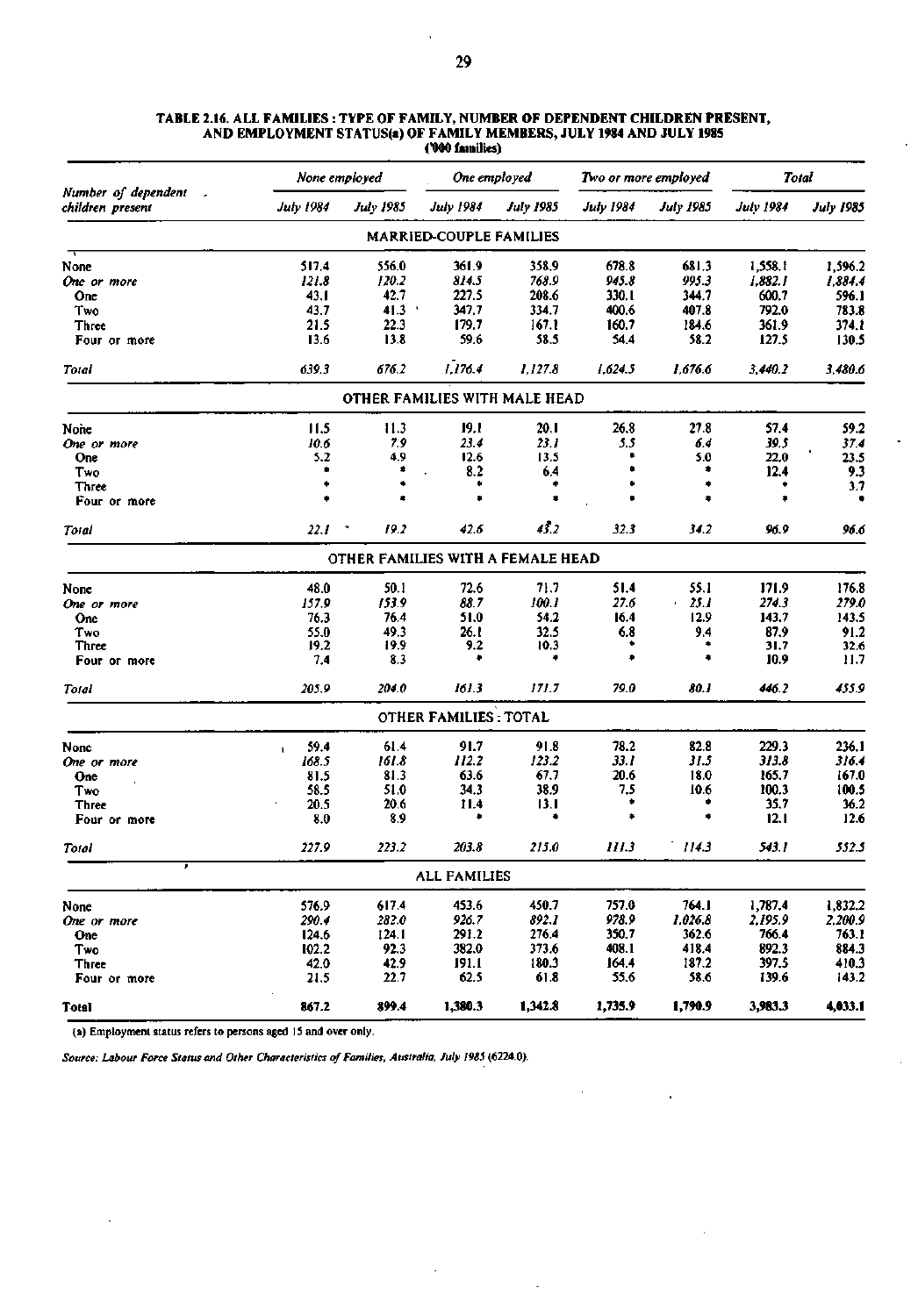**TABLE 2.16. ALL FAMILIES : TYPE OF FAMILY, NUMBER OF DEPENDENT CHILDREN PRESENT, AND EMPLOYMENT STATUS(a) OF FAMILY MEMBERS, JULY 1984 AND JULY 1985**
**('000 families)**

| Number of dependent children present | *None employed* | | *One employed* | | *Two or more employed* | | *Total* | |
|---|---|---|---|---|---|---|---|---|
| | *July 1984* | *July 1985* | *July 1984* | *July 1985* | *July 1984* | *July 1985* | *July 1984* | *July 1985* |
| **MARRIED-COUPLE FAMILIES** | | | | | | | | |
| None | 517.4 | 556.0 | 361.9 | 358.9 | 678.8 | 681.3 | 1,558.1 | 1,596.2 |
| *One or more* | *121.8* | *120.2* | *814.5* | *768.9* | *945.8* | *995.3* | *1,882.1* | *1,884.4* |
| One | 43.1 | 42.7 | 227.5 | 208.6 | 330.1 | 344.7 | 600.7 | 596.1 |
| Two | 43.7 | 41.3 | 347.7 | 334.7 | 400.6 | 407.8 | 792.0 | 783.8 |
| Three | 21.5 | 22.3 | 179.7 | 167.1 | 160.7 | 184.6 | 361.9 | 374.1 |
| Four or more | 13.6 | 13.8 | 59.6 | 58.5 | 54.4 | 58.2 | 127.5 | 130.5 |
| *Total* | *639.3* | *676.2* | *1,176.4* | *1,127.8* | *1,624.5* | *1,676.6* | *3,440.2* | *3,480.6* |
| **OTHER FAMILIES WITH MALE HEAD** | | | | | | | | |
| None | 11.5 | 11.3 | 19.1 | 20.1 | 26.8 | 27.8 | 57.4 | 59.2 |
| *One or more* | *10.6* | *7.9* | *23.4* | *23.1* | *5.5* | *6.4* | *39.5* | *37.4* |
| One | 5.2 | 4.9 | 12.6 | 13.5 | * | 5.0 | 22.0 | 23.5 |
| Two | * | * | 8.2 | 6.4 | * | * | 12.4 | 9.3 |
| Three | * | * | * | * | * | * | * | 3.7 |
| Four or more | * | * | * | * | * | * | * | * |
| *Total* | *22.1* | *19.2* | *42.6* | *43.2* | *32.3* | *34.2* | *96.9* | *96.6* |
| **OTHER FAMILIES WITH A FEMALE HEAD** | | | | | | | | |
| None | 48.0 | 50.1 | 72.6 | 71.7 | 51.4 | 55.1 | 171.9 | 176.8 |
| *One or more* | *157.9* | *153.9* | *88.7* | *100.1* | *27.6* | *25.1* | *274.3* | *279.0* |
| One | 76.3 | 76.4 | 51.0 | 54.2 | 16.4 | 12.9 | 143.7 | 143.5 |
| Two | 55.0 | 49.3 | 26.1 | 32.5 | 6.8 | 9.4 | 87.9 | 91.2 |
| Three | 19.2 | 19.9 | 9.2 | 10.3 | * | * | 31.7 | 32.6 |
| Four or more | 7.4 | 8.3 | * | * | * | * | 10.9 | 11.7 |
| *Total* | *205.9* | *204.0* | *161.3* | *171.7* | *79.0* | *80.1* | *446.2* | *455.9* |
| **OTHER FAMILIES : TOTAL** | | | | | | | | |
| None | 59.4 | 61.4 | 91.7 | 91.8 | 78.2 | 82.8 | 229.3 | 236.1 |
| *One or more* | *168.5* | *161.8* | *112.2* | *123.2* | *33.1* | *31.5* | *313.8* | *316.4* |
| One | 81.5 | 81.3 | 63.6 | 67.7 | 20.6 | 18.0 | 165.7 | 167.0 |
| Two | 58.5 | 51.0 | 34.3 | 38.9 | 7.5 | 10.6 | 100.3 | 100.5 |
| Three | 20.5 | 20.6 | 11.4 | 13.1 | * | * | 35.7 | 36.2 |
| Four or more | 8.0 | 8.9 | * | * | * | * | 12.1 | 12.6 |
| *Total* | *227.9* | *223.2* | *203.8* | *215.0* | *111.3* | *114.3* | *543.1* | *552.5* |
| **ALL FAMILIES** | | | | | | | | |
| None | 576.9 | 617.4 | 453.6 | 450.7 | 757.0 | 764.1 | 1,787.4 | 1,832.2 |
| *One or more* | *290.4* | *282.0* | *926.7* | *892.1* | *978.9* | *1,026.8* | *2,195.9* | *2,200.9* |
| One | 124.6 | 124.1 | 291.2 | 276.4 | 350.7 | 362.6 | 766.4 | 763.1 |
| Two | 102.2 | 92.3 | 382.0 | 373.6 | 408.1 | 418.4 | 892.3 | 884.3 |
| Three | 42.0 | 42.9 | 191.1 | 180.3 | 164.4 | 187.2 | 397.5 | 410.3 |
| Four or more | 21.5 | 22.7 | 62.5 | 61.8 | 55.6 | 58.6 | 139.6 | 143.2 |
| **Total** | **867.2** | **899.4** | **1,380.3** | **1,342.8** | **1,735.9** | **1,790.9** | **3,983.3** | **4,033.1** |

(a) Employment status refers to persons aged 15 and over only.

*Source: Labour Force Status and Other Characteristics of Families, Australia, July 1985 (6224.0).*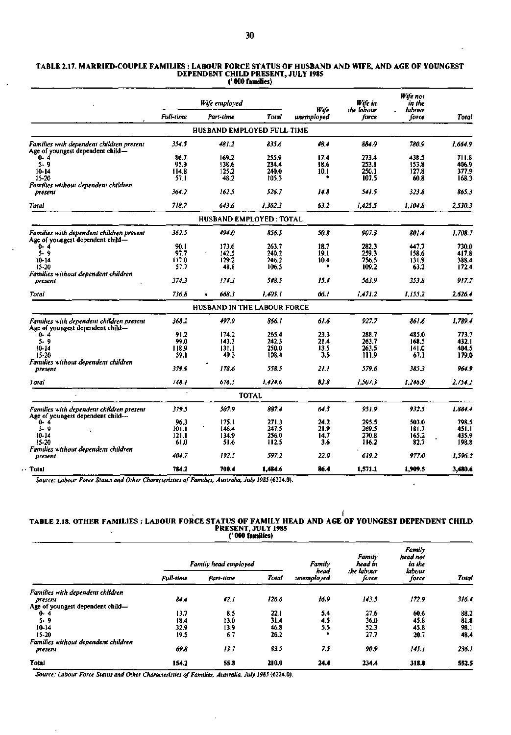**TABLE 2.17. MARRIED-COUPLE FAMILIES : LABOUR FORCE STATUS OF HUSBAND AND WIFE, AND AGE OF YOUNGEST DEPENDENT CHILD PRESENT, JULY 1985**
**('000 families)**

| | Wife employed | | | Wife unemployed | Wife in the labour force | Wife not in the labour force | Total |
|---|---|---|---|---|---|---|---|
| | Full-time | Part-time | Total | | | | |
| **HUSBAND EMPLOYED FULL-TIME** | | | | | | | |
| *Families with dependent children present* | 354.5 | 481.2 | 835.6 | 48.4 | 884.0 | 780.9 | 1,664.9 |
| Age of youngest dependent child— | | | | | | | |
| 0- 4 | 86.7 | 169.2 | 255.9 | 17.4 | 273.4 | 438.5 | 711.8 |
| 5- 9 | 95.9 | 138.6 | 234.4 | 18.6 | 253.1 | 153.8 | 406.9 |
| 10-14 | 114.8 | 125.2 | 240.0 | 10.1 | 250.1 | 127.8 | 377.9 |
| 15-20 | 57.1 | 48.2 | 105.3 | * | 107.5 | 60.8 | 168.3 |
| *Families without dependent children present* | 364.2 | 162.5 | 526.7 | 14.8 | 541.5 | 323.8 | 865.3 |
| *Total* | 718.7 | 643.6 | 1,362.3 | 63.2 | 1,425.5 | 1,104.8 | 2,530.3 |
| **HUSBAND EMPLOYED : TOTAL** | | | | | | | |
| *Families with dependent children present* | 362.5 | 494.0 | 856.5 | 50.8 | 907.3 | 801.4 | 1,708.7 |
| Age of youngest dependent child— | | | | | | | |
| 0- 4 | 90.1 | 173.6 | 263.7 | 18.7 | 282.3 | 447.7 | 730.0 |
| 5- 9 | 97.7 | 142.5 | 240.2 | 19.1 | 259.3 | 158.6 | 417.8 |
| 10-14 | 117.0 | 129.2 | 246.2 | 10.4 | 256.5 | 131.9 | 388.4 |
| 15-20 | 57.7 | 48.8 | 106.5 | * | 109.2 | 63.2 | 172.4 |
| *Families without dependent children present* | 374.3 | 174.3 | 548.5 | 15.4 | 563.9 | 353.8 | 917.7 |
| *Total* | 736.8 | 668.3 | 1,405.1 | 66.1 | 1,471.2 | 1,155.2 | 2,626.4 |
| **HUSBAND IN THE LABOUR FORCE** | | | | | | | |
| *Families with dependent children present* | 368.2 | 497.9 | 866.1 | 61.6 | 927.7 | 861.6 | 1,789.4 |
| Age of youngest dependent child— | | | | | | | |
| 0- 4 | 91.2 | 174.2 | 265.4 | 23.3 | 288.7 | 485.0 | 773.7 |
| 5- 9 | 99.0 | 143.3 | 242.3 | 21.4 | 263.7 | 168.5 | 432.1 |
| 10-14 | 118.9 | 131.1 | 250.0 | 13.5 | 263.5 | 141.0 | 404.5 |
| 15-20 | 59.1 | 49.3 | 108.4 | 3.5 | 111.9 | 67.1 | 179.0 |
| *Families without dependent children present* | 379.9 | 178.6 | 558.5 | 21.1 | 579.6 | 385.3 | 964.9 |
| *Total* | 748.1 | 676.5 | 1,424.6 | 82.8 | 1,507.3 | 1,246.9 | 2,754.2 |
| **TOTAL** | | | | | | | |
| *Families with dependent children present* | 379.5 | 507.9 | 887.4 | 64.5 | 951.9 | 932.5 | 1,884.4 |
| Age of youngest dependent child— | | | | | | | |
| 0- 4 | 96.3 | 175.1 | 271.3 | 24.2 | 295.5 | 503.0 | 798.5 |
| 5- 9 | 101.1 | 146.4 | 247.5 | 21.9 | 269.5 | 181.7 | 451.1 |
| 10-14 | 121.1 | 134.9 | 256.0 | 14.7 | 270.8 | 165.2 | 435.9 |
| 15-20 | 61.0 | 51.6 | 112.5 | 3.6 | 116.2 | 82.7 | 198.8 |
| *Families without dependent children present* | 404.7 | 192.5 | 597.2 | 22.0 | 619.2 | 977.0 | 1,596.2 |
| **Total** | 784.2 | 700.4 | 1,484.6 | 86.4 | 1,571.1 | 1,909.5 | 3,480.6 |

*Source: Labour Force Status and Other Characteristics of Families, Australia, July 1985 (6224.0).*

**TABLE 2.18. OTHER FAMILIES : LABOUR FORCE STATUS OF FAMILY HEAD AND AGE OF YOUNGEST DEPENDENT CHILD PRESENT, JULY 1985**
**('000 families)**

| | Family head employed | | | Family head unemployed | Family head in the labour force | Family head not in the labour force | Total |
|---|---|---|---|---|---|---|---|
| | Full-time | Part-time | Total | | | | |
| *Families with dependent children present* | 84.4 | 42.1 | 126.6 | 16.9 | 143.5 | 172.9 | 316.4 |
| Age of youngest dependent child— | | | | | | | |
| 0- 4 | 13.7 | 8.5 | 22.1 | 5.4 | 27.6 | 60.6 | 88.2 |
| 5- 9 | 18.4 | 13.0 | 31.4 | 4.5 | 36.0 | 45.8 | 81.8 |
| 10-14 | 32.9 | 13.9 | 46.8 | 5.5 | 52.3 | 45.8 | 98.1 |
| 15-20 | 19.5 | 6.7 | 26.2 | * | 27.7 | 20.7 | 48.4 |
| *Families without dependent children present* | 69.8 | 13.7 | 83.5 | 7.5 | 90.9 | 145.1 | 236.1 |
| **Total** | 154.2 | 55.8 | 210.0 | 24.4 | 234.4 | 318.0 | 552.5 |

*Source: Labour Force Status and Other Characteristics of Families, Australia, July 1985 (6224.0).*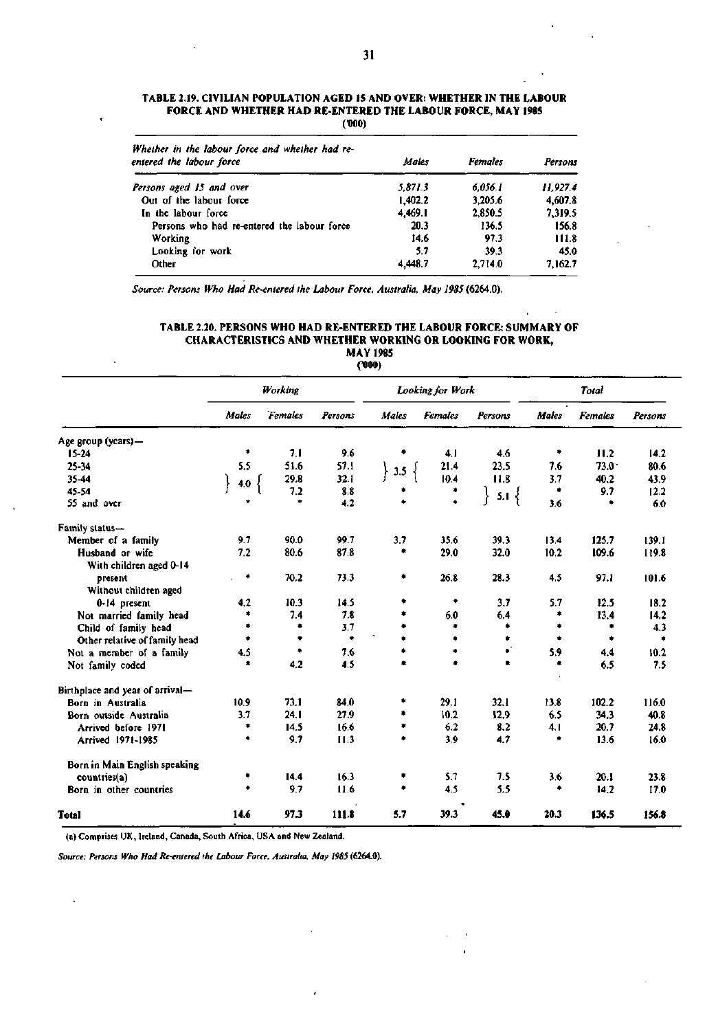## TABLE 2.19. CIVILIAN POPULATION AGED 15 AND OVER: WHETHER IN THE LABOUR FORCE AND WHETHER HAD RE-ENTERED THE LABOUR FORCE, MAY 1985

('000)

| *Whether in the labour force and whether had re-entered the labour force* | *Males* | *Females* | *Persons* |
|---|---|---|---|
| *Persons aged 15 and over* | *5,871.3* | *6,056.1* | *11,927.4* |
| Out of the labour force | 1,402.2 | 3,205.6 | 4,607.8 |
| In the labour force | 4,469.1 | 2,850.5 | 7,319.5 |
| Persons who had re-entered the labour force | 20.3 | 136.5 | 156.8 |
| Working | 14.6 | 97.3 | 111.8 |
| Looking for work | 5.7 | 39.3 | 45.0 |
| Other | 4,448.7 | 2,714.0 | 7,162.7 |

*Source: Persons Who Had Re-entered the Labour Force, Australia, May 1985* (6264.0).

## TABLE 2.20. PERSONS WHO HAD RE-ENTERED THE LABOUR FORCE: SUMMARY OF CHARACTERISTICS AND WHETHER WORKING OR LOOKING FOR WORK, MAY 1985

('000)

| | *Working* | | | *Looking for Work* | | | *Total* | | |
|---|---|---|---|---|---|---|---|---|---|
| | *Males* | *Females* | *Persons* | *Males* | *Females* | *Persons* | *Males* | *Females* | *Persons* |
| Age group (years)— | | | | | | | | | |
| 15-24 | * | 7.1 | 9.6 | * | 4.1 | 4.6 | * | 11.2 | 14.2 |
| 25-34 | 5.5 | 51.6 | 57.1 | } 3.5 { | 21.4 | 23.5 | 7.6 | 73.0 | 80.6 |
| 35-44 | } 4.0 { | 29.8 | 32.1 | | 10.4 | 11.8 | 3.7 | 40.2 | 43.9 |
| 45-54 | | 7.2 | 8.8 | * | * | } 5.1 { | * | 9.7 | 12.2 |
| 55 and over | * | * | 4.2 | * | * | | 3.6 | * | 6.0 |
| Family status— | | | | | | | | | |
| Member of a family | 9.7 | 90.0 | 99.7 | 3.7 | 35.6 | 39.3 | 13.4 | 125.7 | 139.1 |
| Husband or wife | 7.2 | 80.6 | 87.8 | * | 29.0 | 32.0 | 10.2 | 109.6 | 119.8 |
| With children aged 0-14 present | * | 70.2 | 73.3 | * | 26.8 | 28.3 | 4.5 | 97.1 | 101.6 |
| Without children aged 0-14 present | 4.2 | 10.3 | 14.5 | * | * | 3.7 | 5.7 | 12.5 | 18.2 |
| Not married family head | * | 7.4 | 7.8 | * | 6.0 | 6.4 | * | 13.4 | 14.2 |
| Child of family head | * | * | 3.7 | * | * | * | * | * | 4.3 |
| Other relative of family head | * | * | * | * | * | * | * | * | * |
| Not a member of a family | 4.5 | * | 7.6 | * | * | * | 5.9 | 4.4 | 10.2 |
| Not family coded | * | 4.2 | 4.5 | * | * | * | * | 6.5 | 7.5 |
| Birthplace and year of arrival— | | | | | | | | | |
| Born in Australia | 10.9 | 73.1 | 84.0 | * | 29.1 | 32.1 | 13.8 | 102.2 | 116.0 |
| Born outside Australia | 3.7 | 24.1 | 27.9 | * | 10.2 | 12.9 | 6.5 | 34.3 | 40.8 |
| Arrived before 1971 | * | 14.5 | 16.6 | * | 6.2 | 8.2 | 4.1 | 20.7 | 24.8 |
| Arrived 1971-1985 | * | 9.7 | 11.3 | * | 3.9 | 4.7 | * | 13.6 | 16.0 |
| Born in Main English speaking countries(a) | * | 14.4 | 16.3 | * | 5.7 | 7.5 | 3.6 | 20.1 | 23.8 |
| Born in other countries | * | 9.7 | 11.6 | * | 4.5 | 5.5 | * | 14.2 | 17.0 |
| **Total** | **14.6** | **97.3** | **111.8** | **5.7** | **39.3** | **45.0** | **20.3** | **136.5** | **156.8** |

(a) Comprises UK, Ireland, Canada, South Africa, USA and New Zealand.

*Source: Persons Who Had Re-entered the Labour Force, Australia, May 1985* (6264.0).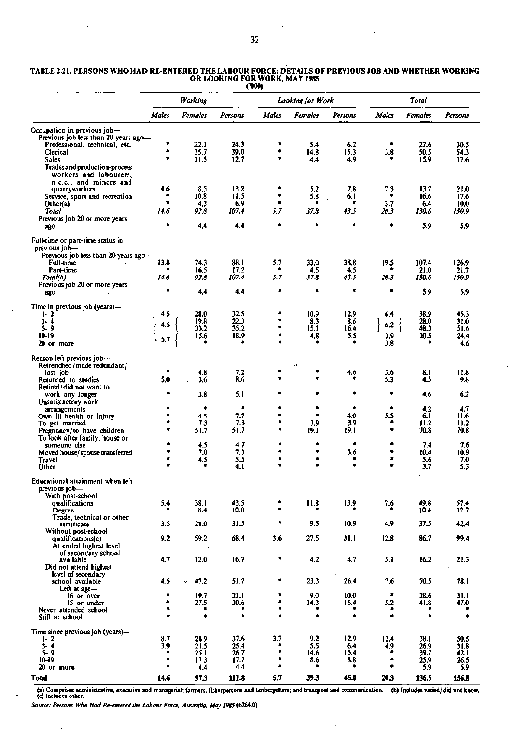**TABLE 2.21. PERSONS WHO HAD RE-ENTERED THE LABOUR FORCE: DETAILS OF PREVIOUS JOB AND WHETHER WORKING OR LOOKING FOR WORK, MAY 1985**

('000)

| | *Working* | | | *Looking for Work* | | | *Total* | | |
|---|---|---|---|---|---|---|---|---|---|
| | *Males* | *Females* | *Persons* | *Males* | *Females* | *Persons* | *Males* | *Females* | *Persons* |
| **Occupation in previous job—** | | | | | | | | | |
| Previous job less than 20 years ago— | | | | | | | | | |
| Professional, technical, etc. | * | 22.1 | 24.3 | * | 5.4 | 6.2 | * | 27.6 | 30.5 |
| Clerical | * | 35.7 | 39.0 | * | 14.8 | 15.3 | 3.8 | 50.5 | 54.3 |
| Sales | * | 11.5 | 12.7 | * | 4.4 | 4.9 | * | 15.9 | 17.6 |
| Trades and production-process workers and labourers, n.e.c., and miners and quarryworkers | 4.6 | 8.5 | 13.2 | * | 5.2 | 7.8 | 7.3 | 13.7 | 21.0 |
| Service, sport and recreation | * | 10.8 | 11.5 | * | 5.8 | 6.1 | * | 16.6 | 17.6 |
| Other(a) | * | 4.3 | 6.9 | * | * | * | 3.7 | 6.4 | 10.0 |
| *Total* | *14.6* | *92.8* | *107.4* | *5.7* | *37.8* | *43.5* | *20.3* | *130.6* | *150.9* |
| Previous job 20 or more years ago | * | 4.4 | 4.4 | * | * | * | * | 5.9 | 5.9 |
| **Full-time or part-time status in previous job—** | | | | | | | | | |
| Previous job less than 20 years ago— | | | | | | | | | |
| Full-time | 13.8 | 74.3 | 88.1 | 5.7 | 33.0 | 38.8 | 19.5 | 107.4 | 126.9 |
| Part-time | * | 16.5 | 17.2 | * | 4.5 | 4.5 | * | 21.0 | 21.7 |
| *Total(b)* | *14.6* | *92.8* | *107.4* | *5.7* | *37.8* | *43.5* | *20.3* | *130.6* | *150.9* |
| Previous job 20 or more years ago | * | 4.4 | 4.4 | * | * | * | * | 5.9 | 5.9 |
| **Time in previous job (years)—** | | | | | | | | | |
| 1- 2 | 4.5 | 28.0 | 32.5 | * | 10.9 | 12.9 | 6.4 | 38.9 | 45.3 |
| 3- 4 | } 4.5 | 19.8 | 22.3 | * | 8.3 | 8.6 | } 6.2 | 28.0 | 31.0 |
| 5- 9 | | 33.2 | 35.2 | * | 15.1 | 16.4 | | 48.3 | 51.6 |
| 10-19 | } 5.7 | 15.6 | 18.9 | * | 4.8 | 5.5 | 3.9 | 20.5 | 24.4 |
| 20 or more | | * | * | * | * | * | 3.8 | * | 4.6 |
| **Reason left previous job—** | | | | | | | | | |
| Retrenched/made redundant/lost job | * | 4.8 | 7.2 | * | * | 4.6 | 3.6 | 8.1 | 11.8 |
| Returned to studies | 5.0 | 3.6 | 8.6 | * | * | * | 5.3 | 4.5 | 9.8 |
| Retired/did not want to work any longer | * | 3.8 | 5.1 | * | * | * | * | 4.6 | 6.2 |
| Unsatisfactory work arrangements | * | * | * | * | * | * | * | 4.2 | 4.7 |
| Own ill health or injury | * | 4.5 | 7.7 | * | * | 4.0 | 5.5 | 6.1 | 11.6 |
| To get married | * | 7.3 | 7.3 | * | 3.9 | 3.9 | * | 11.2 | 11.2 |
| Pregnancy/to have children | * | 51.7 | 51.7 | * | 19.1 | 19.1 | * | 70.8 | 70.8 |
| To look after family, house or someone else | * | 4.5 | 4.7 | * | * | * | * | 7.4 | 7.6 |
| Moved house/spouse transferred | * | 7.0 | 7.3 | * | * | 3.6 | * | 10.4 | 10.9 |
| Travel | * | 4.5 | 5.5 | * | * | * | * | 5.6 | 7.0 |
| Other | * | * | 4.1 | * | * | * | * | 3.7 | 5.3 |
| **Educational attainment when left previous job—** | | | | | | | | | |
| With post-school qualifications | 5.4 | 38.1 | 43.5 | * | 11.8 | 13.9 | 7.6 | 49.8 | 57.4 |
| Degree | * | 8.4 | 10.0 | * | * | * | * | 10.4 | 12.7 |
| Trade, technical or other certificate | 3.5 | 28.0 | 31.5 | * | 9.5 | 10.9 | 4.9 | 37.5 | 42.4 |
| Without post-school qualifications(c) | 9.2 | 59.2 | 68.4 | 3.6 | 27.5 | 31.1 | 12.8 | 86.7 | 99.4 |
| Attended highest level of secondary school available | 4.7 | 12.0 | 16.7 | * | 4.2 | 4.7 | 5.1 | 16.2 | 21.3 |
| Did not attend highest level of secondary school available | 4.5 | 47.2 | 51.7 | * | 23.3 | 26.4 | 7.6 | 70.5 | 78.1 |
| Left at age— | | | | | | | | | |
| 16 or over | * | 19.7 | 21.1 | * | 9.0 | 10.0 | * | 28.6 | 31.1 |
| 15 or under | * | 27.5 | 30.6 | * | 14.3 | 16.4 | 5.2 | 41.8 | 47.0 |
| Never attended school | * | * | * | * | * | * | * | * | * |
| Still at school | * | * | * | * | * | * | * | * | * |
| **Time since previous job (years)—** | | | | | | | | | |
| 1- 2 | 8.7 | 28.9 | 37.6 | 3.7 | 9.2 | 12.9 | 12.4 | 38.1 | 50.5 |
| 3- 4 | 3.9 | 21.5 | 25.4 | * | 5.5 | 6.4 | 4.9 | 26.9 | 31.8 |
| 5- 9 | * | 25.1 | 26.7 | * | 14.6 | 15.4 | * | 39.7 | 42.1 |
| 10-19 | * | 17.3 | 17.7 | * | 8.6 | 8.8 | * | 25.9 | 26.5 |
| 20 or more | * | 4.4 | 4.4 | * | * | * | * | 5.9 | 5.9 |
| **Total** | **14.6** | **97.3** | **111.8** | **5.7** | **39.3** | **45.0** | **20.3** | **136.5** | **156.8** |

(a) Comprises administrative, executive and managerial; farmers, fisherpersons and timbergetters; and transport and communication. (b) Includes varied/did not know. (c) Includes other.

*Source: Persons Who Had Re-entered the Labour Force, Australia, May 1985* (6264.0).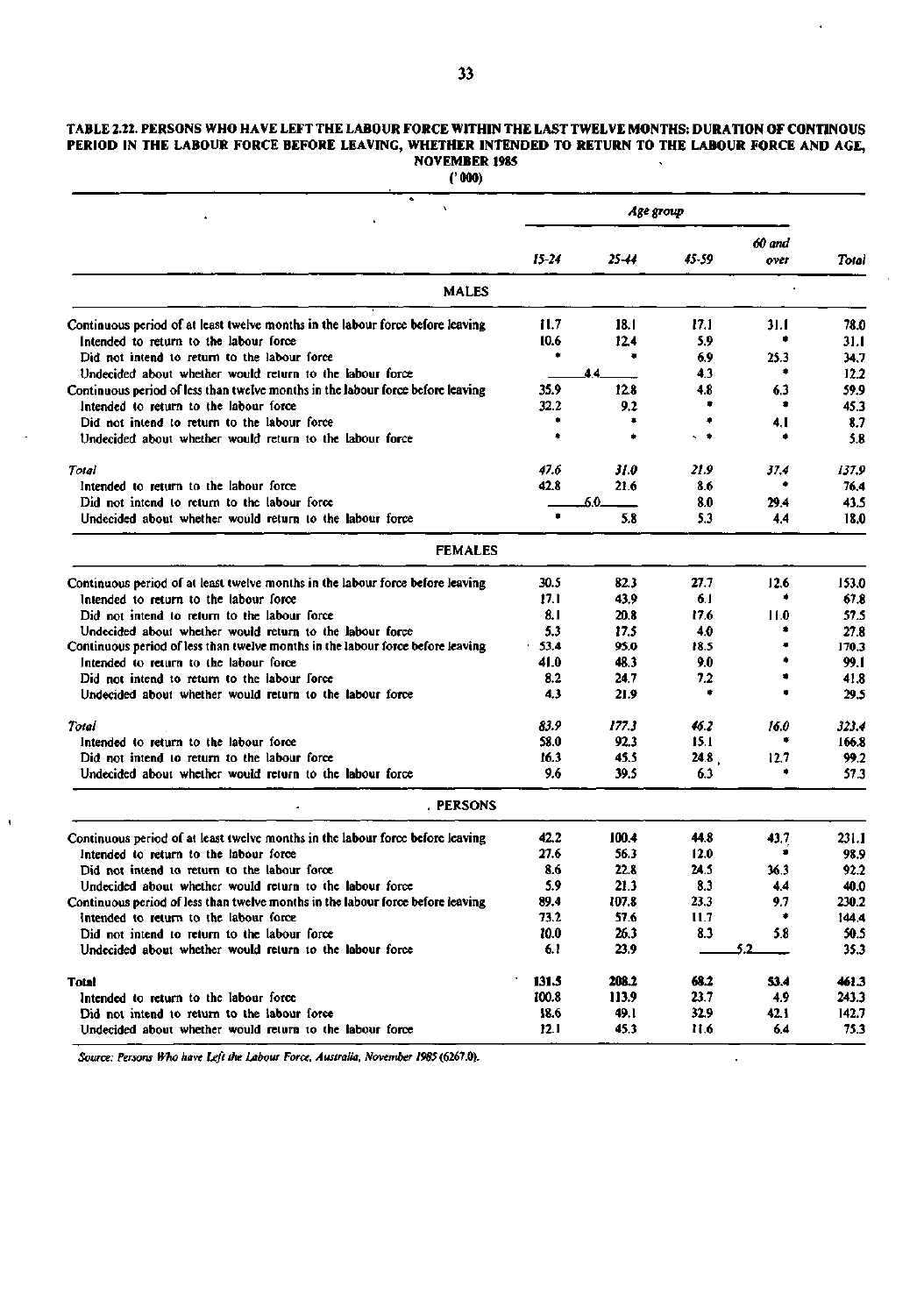**TABLE 2.22. PERSONS WHO HAVE LEFT THE LABOUR FORCE WITHIN THE LAST TWELVE MONTHS: DURATION OF CONTINOUS PERIOD IN THE LABOUR FORCE BEFORE LEAVING, WHETHER INTENDED TO RETURN TO THE LABOUR FORCE AND AGE, NOVEMBER 1985**

('000)

| | *Age group* | | | | |
|---|---|---|---|---|---|
| | *15-24* | *25-44* | *45-59* | *60 and over* | *Total* |
| **MALES** | | | | | |
| Continuous period of at least twelve months in the labour force before leaving | 11.7 | 18.1 | 17.1 | 31.1 | 78.0 |
| Intended to return to the labour force | 10.6 | 12.4 | 5.9 | * | 31.1 |
| Did not intend to return to the labour force | * | * | 6.9 | 25.3 | 34.7 |
| Undecided about whether would return to the labour force | 4.4 | | 4.3 | * | 12.2 |
| Continuous period of less than twelve months in the labour force before leaving | 35.9 | 12.8 | 4.8 | 6.3 | 59.9 |
| Intended to return to the labour force | 32.2 | 9.2 | * | * | 45.3 |
| Did not intend to return to the labour force | * | * | * | 4.1 | 8.7 |
| Undecided about whether would return to the labour force | * | * | * | * | 5.8 |
| *Total* | *47.6* | *31.0* | *21.9* | *37.4* | *137.9* |
| Intended to return to the labour force | 42.8 | 21.6 | 8.6 | * | 76.4 |
| Did not intend to return to the labour force | 6.0 | | 8.0 | 29.4 | 43.5 |
| Undecided about whether would return to the labour force | * | 5.8 | 5.3 | 4.4 | 18.0 |
| **FEMALES** | | | | | |
| Continuous period of at least twelve months in the labour force before leaving | 30.5 | 82.3 | 27.7 | 12.6 | 153.0 |
| Intended to return to the labour force | 17.1 | 43.9 | 6.1 | * | 67.8 |
| Did not intend to return to the labour force | 8.1 | 20.8 | 17.6 | 11.0 | 57.5 |
| Undecided about whether would return to the labour force | 5.3 | 17.5 | 4.0 | * | 27.8 |
| Continuous period of less than twelve months in the labour force before leaving | 53.4 | 95.0 | 18.5 | * | 170.3 |
| Intended to return to the labour force | 41.0 | 48.3 | 9.0 | * | 99.1 |
| Did not intend to return to the labour force | 8.2 | 24.7 | 7.2 | * | 41.8 |
| Undecided about whether would return to the labour force | 4.3 | 21.9 | * | * | 29.5 |
| *Total* | *83.9* | *177.3* | *46.2* | *16.0* | *323.4* |
| Intended to return to the labour force | 58.0 | 92.3 | 15.1 | * | 166.8 |
| Did not intend to return to the labour force | 16.3 | 45.5 | 24.8 | 12.7 | 99.2 |
| Undecided about whether would return to the labour force | 9.6 | 39.5 | 6.3 | * | 57.3 |
| **PERSONS** | | | | | |
| Continuous period of at least twelve months in the labour force before leaving | 42.2 | 100.4 | 44.8 | 43.7 | 231.1 |
| Intended to return to the labour force | 27.6 | 56.3 | 12.0 | * | 98.9 |
| Did not intend to return to the labour force | 8.6 | 22.8 | 24.5 | 36.3 | 92.2 |
| Undecided about whether would return to the labour force | 5.9 | 21.3 | 8.3 | 4.4 | 40.0 |
| Continuous period of less than twelve months in the labour force before leaving | 89.4 | 107.8 | 23.3 | 9.7 | 230.2 |
| Intended to return to the labour force | 73.2 | 57.6 | 11.7 | * | 144.4 |
| Did not intend to return to the labour force | 10.0 | 26.3 | 8.3 | 5.8 | 50.5 |
| Undecided about whether would return to the labour force | 6.1 | 23.9 | 5.2 | | 35.3 |
| **Total** | **131.5** | **208.2** | **68.2** | **53.4** | **461.3** |
| Intended to return to the labour force | 100.8 | 113.9 | 23.7 | 4.9 | 243.3 |
| Did not intend to return to the labour force | 18.6 | 49.1 | 32.9 | 42.1 | 142.7 |
| Undecided about whether would return to the labour force | 12.1 | 45.3 | 11.6 | 6.4 | 75.3 |

*Source: Persons Who have Left the Labour Force, Australia, November 1985 (6267.0).*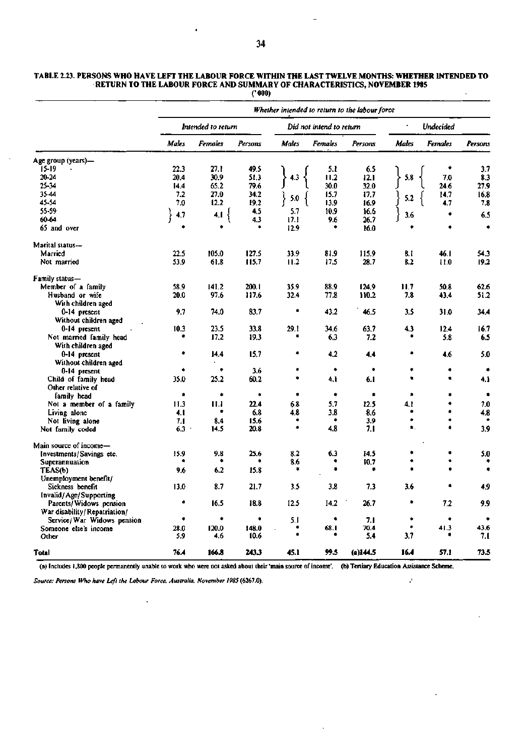**TABLE 2.23. PERSONS WHO HAVE LEFT THE LABOUR FORCE WITHIN THE LAST TWELVE MONTHS: WHETHER INTENDED TO RETURN TO THE LABOUR FORCE AND SUMMARY OF CHARACTERISTICS, NOVEMBER 1985**

('000)

| | *Whether intended to return to the labour force* | | | | | | | | |
|---|---|---|---|---|---|---|---|---|---|
| | *Intended to return* | | | *Did not intend to return* | | | *Undecided* | | |
| | *Males* | *Females* | *Persons* | *Males* | *Females* | *Persons* | *Males* | *Females* | *Persons* |
| Age group (years)— | | | | | | | | | |
| 15-19 | 22.3 | 27.1 | 49.5 | 4.3 (15-34) | 5.1 | 6.5 | 5.8 (15-34) | * | 3.7 |
| 20-24 | 20.4 | 30.9 | 51.3 | | 11.2 | 12.1 | | 7.0 | 8.3 |
| 25-34 | 14.4 | 65.2 | 79.6 | | 30.0 | 32.0 | | 24.6 | 27.9 |
| 35-44 | 7.2 | 27.0 | 34.2 | 5.0 (35-54) | 15.7 | 17.7 | 5.2 (35-54) | 14.7 | 16.8 |
| 45-54 | 7.0 | 12.2 | 19.2 | | 13.9 | 16.9 | | 4.7 | 7.8 |
| 55-59 | 4.7 (55-64) | 4.1 (55-64) | 4.5 | 5.7 | 10.9 | 16.6 | 3.6 (55-64) | * | 6.5 |
| 60-64 | | | 4.3 | 17.1 | 9.6 | 26.7 | | | |
| 65 and over | * | * | * | 12.9 | * | 16.0 | * | * | * |
| Marital status— | | | | | | | | | |
| Married | 22.5 | 105.0 | 127.5 | 33.9 | 81.9 | 115.9 | 8.1 | 46.1 | 54.3 |
| Not married | 53.9 | 61.8 | 115.7 | 11.2 | 17.5 | 28.7 | 8.2 | 11.0 | 19.2 |
| Family status— | | | | | | | | | |
| Member of a family | 58.9 | 141.2 | 200.1 | 35.9 | 88.9 | 124.9 | 11.7 | 50.8 | 62.6 |
| Husband or wife | 20.0 | 97.6 | 117.6 | 32.4 | 77.8 | 110.2 | 7.8 | 43.4 | 51.2 |
| With children aged 0-14 present | 9.7 | 74.0 | 83.7 | * | 43.2 | 46.5 | 3.5 | 31.0 | 34.4 |
| Without children aged 0-14 present | 10.3 | 23.5 | 33.8 | 29.1 | 34.6 | 63.7 | 4.3 | 12.4 | 16.7 |
| Not married family head | * | 17.2 | 19.3 | * | 6.3 | 7.2 | * | 5.8 | 6.5 |
| With children aged 0-14 present | * | 14.4 | 15.7 | * | 4.2 | 4.4 | * | 4.6 | 5.0 |
| Without children aged 0-14 present | * | * | 3.6 | * | * | * | * | * | * |
| Child of family head | 35.0 | 25.2 | 60.2 | * | 4.1 | 6.1 | * | * | 4.1 |
| Other relative of family head | * | * | * | * | * | * | * | * | * |
| Not a member of a family | 11.3 | 11.1 | 22.4 | 6.8 | 5.7 | 12.5 | 4.1 | * | 7.0 |
| Living alone | 4.1 | * | 6.8 | 4.8 | 3.8 | 8.6 | * | * | 4.8 |
| Not living alone | 7.1 | 8.4 | 15.6 | * | * | 3.9 | * | * | * |
| Not family coded | 6.3 | 14.5 | 20.8 | * | 4.8 | 7.1 | * | * | 3.9 |
| Main source of income— | | | | | | | | | |
| Investments/Savings etc. | 15.9 | 9.8 | 25.6 | 8.2 | 6.3 | 14.5 | * | * | 5.0 |
| Superannuation | * | * | * | 8.6 | * | 10.7 | * | * | * |
| TEAS(b) | 9.6 | 6.2 | 15.8 | * | * | * | * | * | * |
| Unemployment benefit/Sickness benefit | 13.0 | 8.7 | 21.7 | 3.5 | 3.8 | 7.3 | 3.6 | * | 4.9 |
| Invalid/Age/Supporting Parents/Widows pension | * | 16.5 | 18.8 | 12.5 | 14.2 | 26.7 | * | 7.2 | 9.9 |
| War disability/Repatriation/Service/War Widows pension | * | * | * | 5.1 | * | 7.1 | * | * | * |
| Someone else's income | 28.0 | 120.0 | 148.0 | * | 68.1 | 70.4 | * | 41.3 | 43.6 |
| Other | 5.9 | 4.6 | 10.6 | * | * | 5.4 | 3.7 | * | 7.1 |
| **Total** | **76.4** | **166.8** | **243.3** | **45.1** | **99.5** | **(a)144.5** | **16.4** | **57.1** | **73.5** |

(a) Includes 1,300 people permanently unable to work who were not asked about their 'main source of income'. (b) Tertiary Education Assistance Scheme.

*Source: Persons Who have Left the Labour Force, Australia, November 1985 (6267.0).*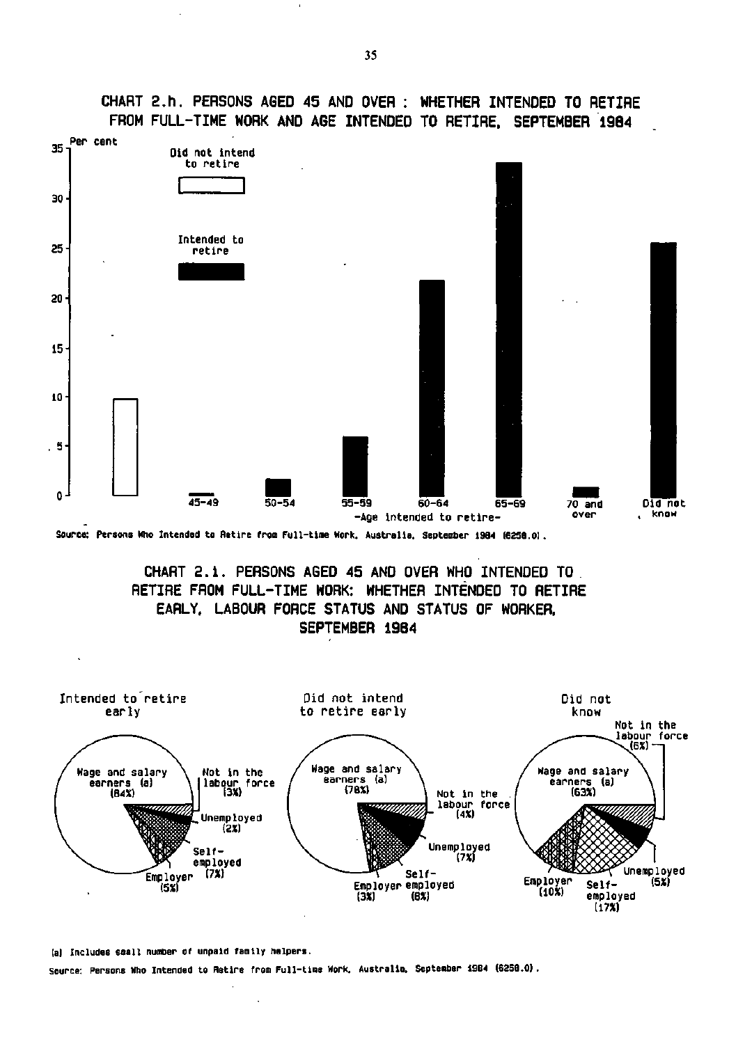## CHART 2.h. PERSONS AGED 45 AND OVER : WHETHER INTENDED TO RETIRE FROM FULL-TIME WORK AND AGE INTENDED TO RETIRE, SEPTEMBER 1984

Per cent

Did not intend to retire

Intended to retire

45–49 | 50–54 | 55–59 | 60–64 | 65–69 | 70 and over | Did not know

-Age intended to retire-

Source: Persons Who Intended to Retire from Full-time Work, Australia, September 1984 (6238.0).

## CHART 2.i. PERSONS AGED 45 AND OVER WHO INTENDED TO RETIRE FROM FULL-TIME WORK: WHETHER INTENDED TO RETIRE EARLY, LABOUR FORCE STATUS AND STATUS OF WORKER, SEPTEMBER 1984

| | Intended to retire early | Did not intend to retire early | Did not know |
|---|---|---|---|
| Wage and salary earners (a) | 84% | 78% | 63% |
| Not in the labour force | 3% | 4% | 6% |
| Unemployed | 2% | 7% | 5% |
| Self-employed | 7% | 8% | 17% |
| Employer | 5% | 3% | 10% |

(a) Includes small number of unpaid family helpers.

Source: Persons Who Intended to Retire from Full-time Work, Australia, September 1984 (6238.0).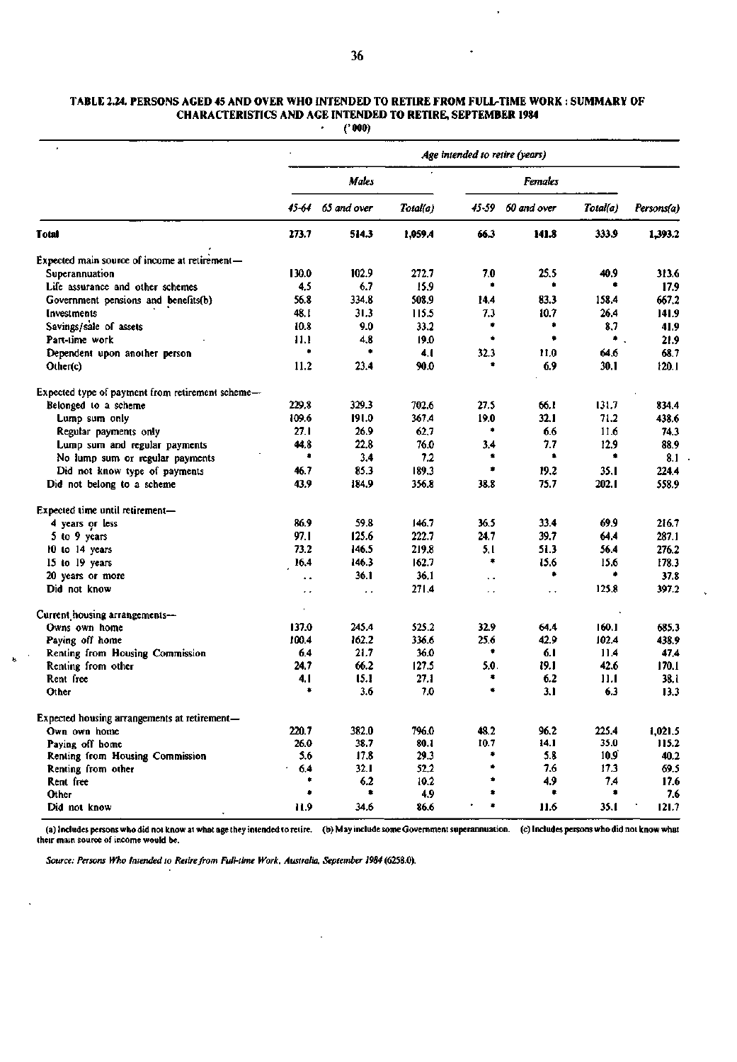**TABLE 2.24. PERSONS AGED 45 AND OVER WHO INTENDED TO RETIRE FROM FULL-TIME WORK : SUMMARY OF CHARACTERISTICS AND AGE INTENDED TO RETIRE, SEPTEMBER 1984**

('000)

| | Age intended to retire (years) | | | | | | |
|---|---|---|---|---|---|---|---|
| | Males | | | Females | | | |
| | 45-64 | 65 and over | Total(a) | 45-59 | 60 and over | Total(a) | Persons(a) |
| **Total** | 273.7 | 514.3 | 1,059.4 | 66.3 | 141.8 | 333.9 | 1,393.2 |
| Expected main source of income at retirement— | | | | | | | |
| Superannuation | 130.0 | 102.9 | 272.7 | 7.0 | 25.5 | 40.9 | 313.6 |
| Life assurance and other schemes | 4.5 | 6.7 | 15.9 | * | * | * | 17.9 |
| Government pensions and benefits(b) | 56.8 | 334.8 | 508.9 | 14.4 | 83.3 | 158.4 | 667.2 |
| Investments | 48.1 | 31.3 | 115.5 | 7.3 | 10.7 | 26.4 | 141.9 |
| Savings/sale of assets | 10.8 | 9.0 | 33.2 | * | * | 8.7 | 41.9 |
| Part-time work | 11.1 | 4.8 | 19.0 | * | * | * | 21.9 |
| Dependent upon another person | * | * | 4.1 | 32.3 | 11.0 | 64.6 | 68.7 |
| Other(c) | 11.2 | 23.4 | 90.0 | * | 6.9 | 30.1 | 120.1 |
| Expected type of payment from retirement scheme— | | | | | | | |
| Belonged to a scheme | 229.8 | 329.3 | 702.6 | 27.5 | 66.1 | 131.7 | 834.4 |
| Lump sum only | 109.6 | 191.0 | 367.4 | 19.0 | 32.1 | 71.2 | 438.6 |
| Regular payments only | 27.1 | 26.9 | 62.7 | * | 6.6 | 11.6 | 74.3 |
| Lump sum and regular payments | 44.8 | 22.8 | 76.0 | 3.4 | 7.7 | 12.9 | 88.9 |
| No lump sum or regular payments | * | 3.4 | 7.2 | * | * | * | 8.1 |
| Did not know type of payments | 46.7 | 85.3 | 189.3 | * | 19.2 | 35.1 | 224.4 |
| Did not belong to a scheme | 43.9 | 184.9 | 356.8 | 38.8 | 75.7 | 202.1 | 558.9 |
| Expected time until retirement— | | | | | | | |
| 4 years or less | 86.9 | 59.8 | 146.7 | 36.5 | 33.4 | 69.9 | 216.7 |
| 5 to 9 years | 97.1 | 125.6 | 222.7 | 24.7 | 39.7 | 64.4 | 287.1 |
| 10 to 14 years | 73.2 | 146.5 | 219.8 | 5.1 | 51.3 | 56.4 | 276.2 |
| 15 to 19 years | 16.4 | 146.3 | 162.7 | * | 15.6 | 15.6 | 178.3 |
| 20 years or more | .. | 36.1 | 36.1 | .. | * | * | 37.8 |
| Did not know | .. | .. | 271.4 | .. | .. | 125.8 | 397.2 |
| Current housing arrangements— | | | | | | | |
| Owns own home | 137.0 | 245.4 | 525.2 | 32.9 | 64.4 | 160.1 | 685.3 |
| Paying off home | 100.4 | 162.2 | 336.6 | 25.6 | 42.9 | 102.4 | 438.9 |
| Renting from Housing Commission | 6.4 | 21.7 | 36.0 | * | 6.1 | 11.4 | 47.4 |
| Renting from other | 24.7 | 66.2 | 127.5 | 5.0 | 19.1 | 42.6 | 170.1 |
| Rent free | 4.1 | 15.1 | 27.1 | * | 6.2 | 11.1 | 38.1 |
| Other | * | 3.6 | 7.0 | * | 3.1 | 6.3 | 13.3 |
| Expected housing arrangements at retirement— | | | | | | | |
| Own own home | 220.7 | 382.0 | 796.0 | 48.2 | 96.2 | 225.4 | 1,021.5 |
| Paying off home | 26.0 | 38.7 | 80.1 | 10.7 | 14.1 | 35.0 | 115.2 |
| Renting from Housing Commission | 5.6 | 17.8 | 29.3 | * | 5.8 | 10.9 | 40.2 |
| Renting from other | 6.4 | 32.1 | 52.2 | * | 7.6 | 17.3 | 69.5 |
| Rent free | * | 6.2 | 10.2 | * | 4.9 | 7.4 | 17.6 |
| Other | * | * | 4.9 | * | * | * | 7.6 |
| Did not know | 11.9 | 34.6 | 86.6 | * | 11.6 | 35.1 | 121.7 |

(a) Includes persons who did not know at what age they intended to retire. (b) May include some Government superannuation. (c) Includes persons who did not know what their main source of income would be.

*Source: Persons Who Intended to Retire from Full-time Work, Australia, September 1984* (6258.0).